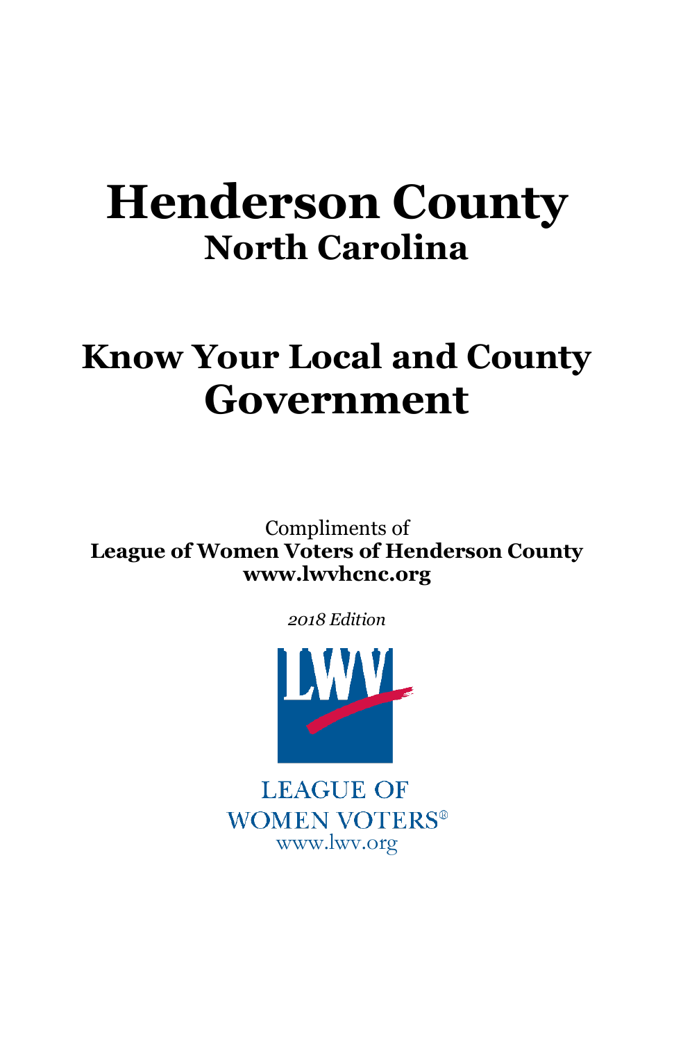# Henderson County
## North Carolina

# Know Your Local and County Government

Compliments of
**League of Women Voters of Henderson County**
**www.lwvhcnc.org**

*2018 Edition*

LEAGUE OF WOMEN VOTERS®
www.lwv.org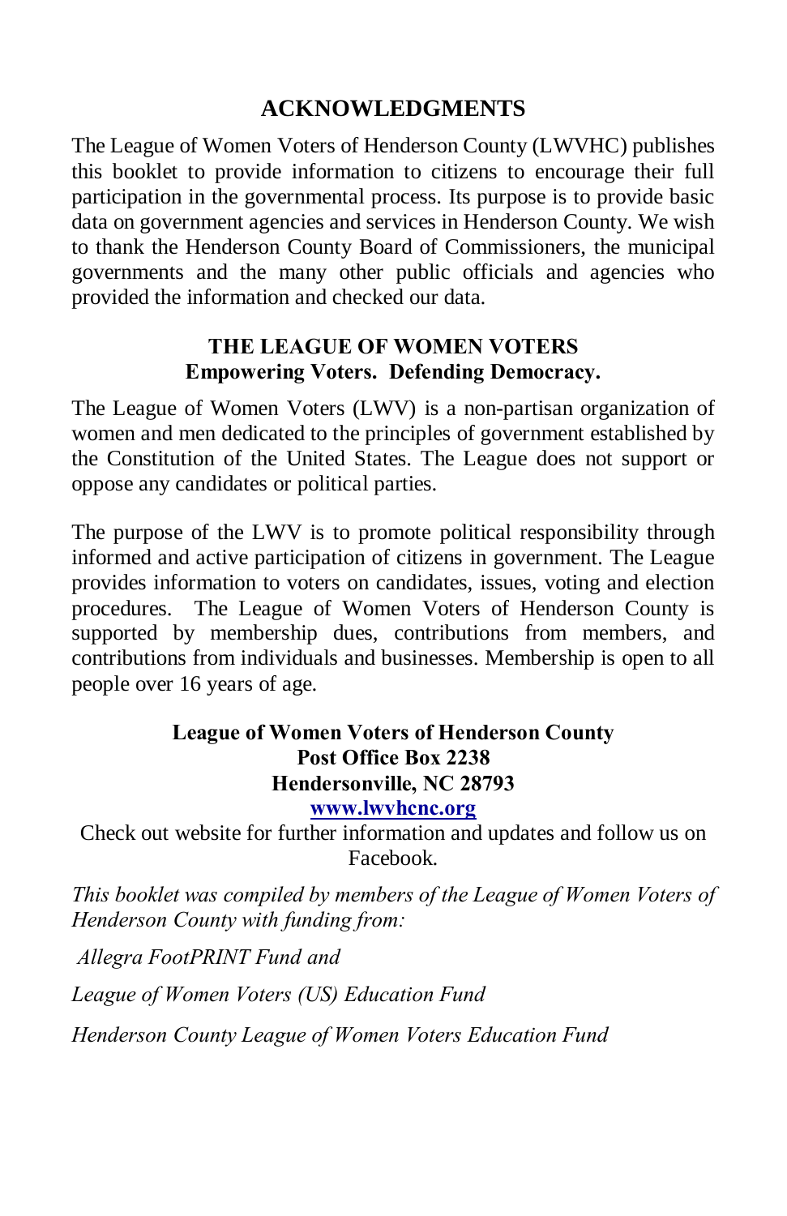## ACKNOWLEDGMENTS

The League of Women Voters of Henderson County (LWVHC) publishes this booklet to provide information to citizens to encourage their full participation in the governmental process. Its purpose is to provide basic data on government agencies and services in Henderson County. We wish to thank the Henderson County Board of Commissioners, the municipal governments and the many other public officials and agencies who provided the information and checked our data.

### THE LEAGUE OF WOMEN VOTERS
**Empowering Voters. Defending Democracy.**

The League of Women Voters (LWV) is a non-partisan organization of women and men dedicated to the principles of government established by the Constitution of the United States. The League does not support or oppose any candidates or political parties.

The purpose of the LWV is to promote political responsibility through informed and active participation of citizens in government. The League provides information to voters on candidates, issues, voting and election procedures. The League of Women Voters of Henderson County is supported by membership dues, contributions from members, and contributions from individuals and businesses. Membership is open to all people over 16 years of age.

**League of Women Voters of Henderson County**
**Post Office Box 2238**
**Hendersonville, NC 28793**
**www.lwvhcnc.org**

Check out website for further information and updates and follow us on Facebook.

*This booklet was compiled by members of the League of Women Voters of Henderson County with funding from:*

*Allegra FootPRINT Fund and*

*League of Women Voters (US) Education Fund*

*Henderson County League of Women Voters Education Fund*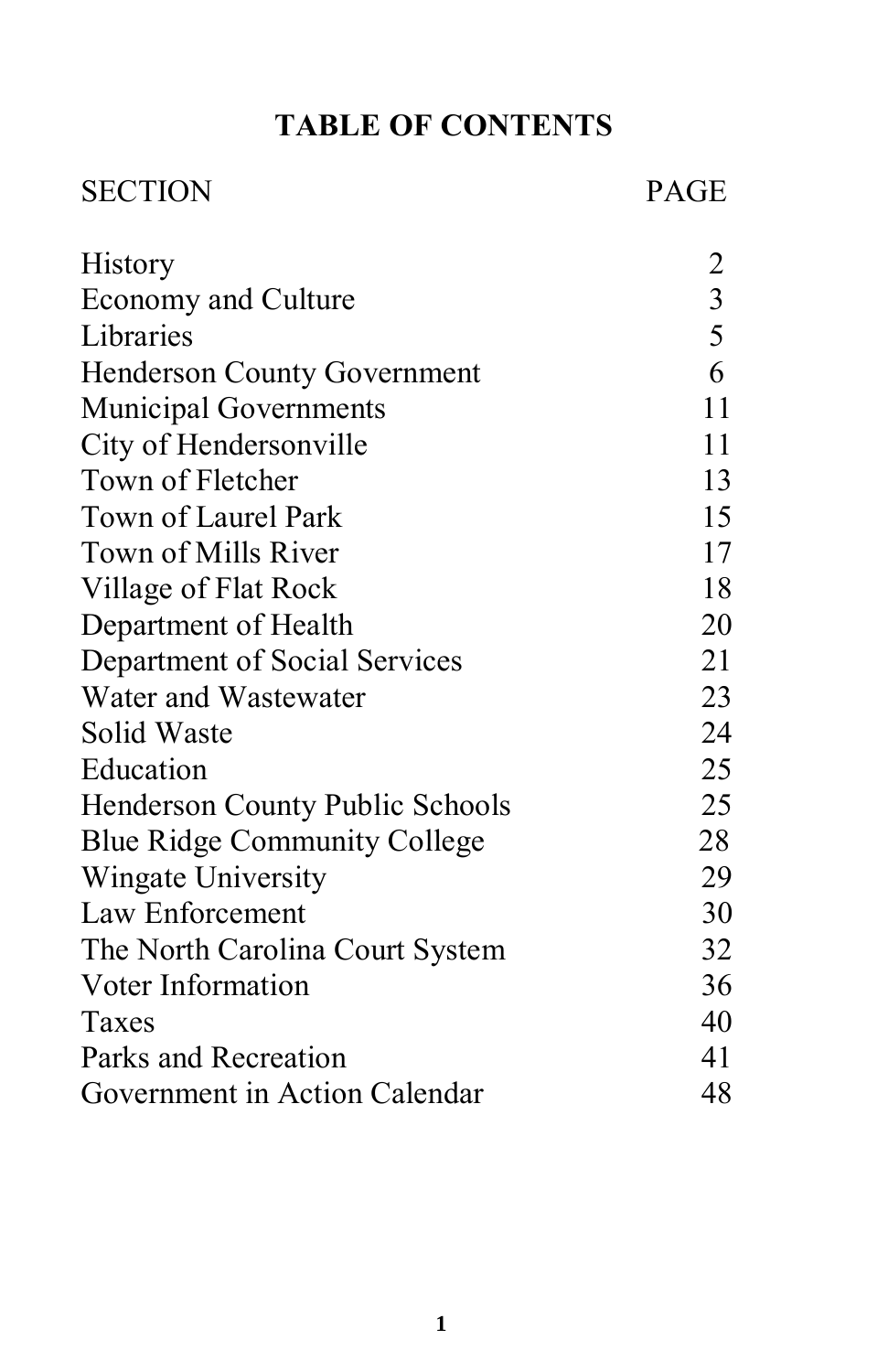# TABLE OF CONTENTS

| SECTION | PAGE |
|---|---|
| History | 2 |
| Economy and Culture | 3 |
| Libraries | 5 |
| Henderson County Government | 6 |
| Municipal Governments | 11 |
| City of Hendersonville | 11 |
| Town of Fletcher | 13 |
| Town of Laurel Park | 15 |
| Town of Mills River | 17 |
| Village of Flat Rock | 18 |
| Department of Health | 20 |
| Department of Social Services | 21 |
| Water and Wastewater | 23 |
| Solid Waste | 24 |
| Education | 25 |
| Henderson County Public Schools | 25 |
| Blue Ridge Community College | 28 |
| Wingate University | 29 |
| Law Enforcement | 30 |
| The North Carolina Court System | 32 |
| Voter Information | 36 |
| Taxes | 40 |
| Parks and Recreation | 41 |
| Government in Action Calendar | 48 |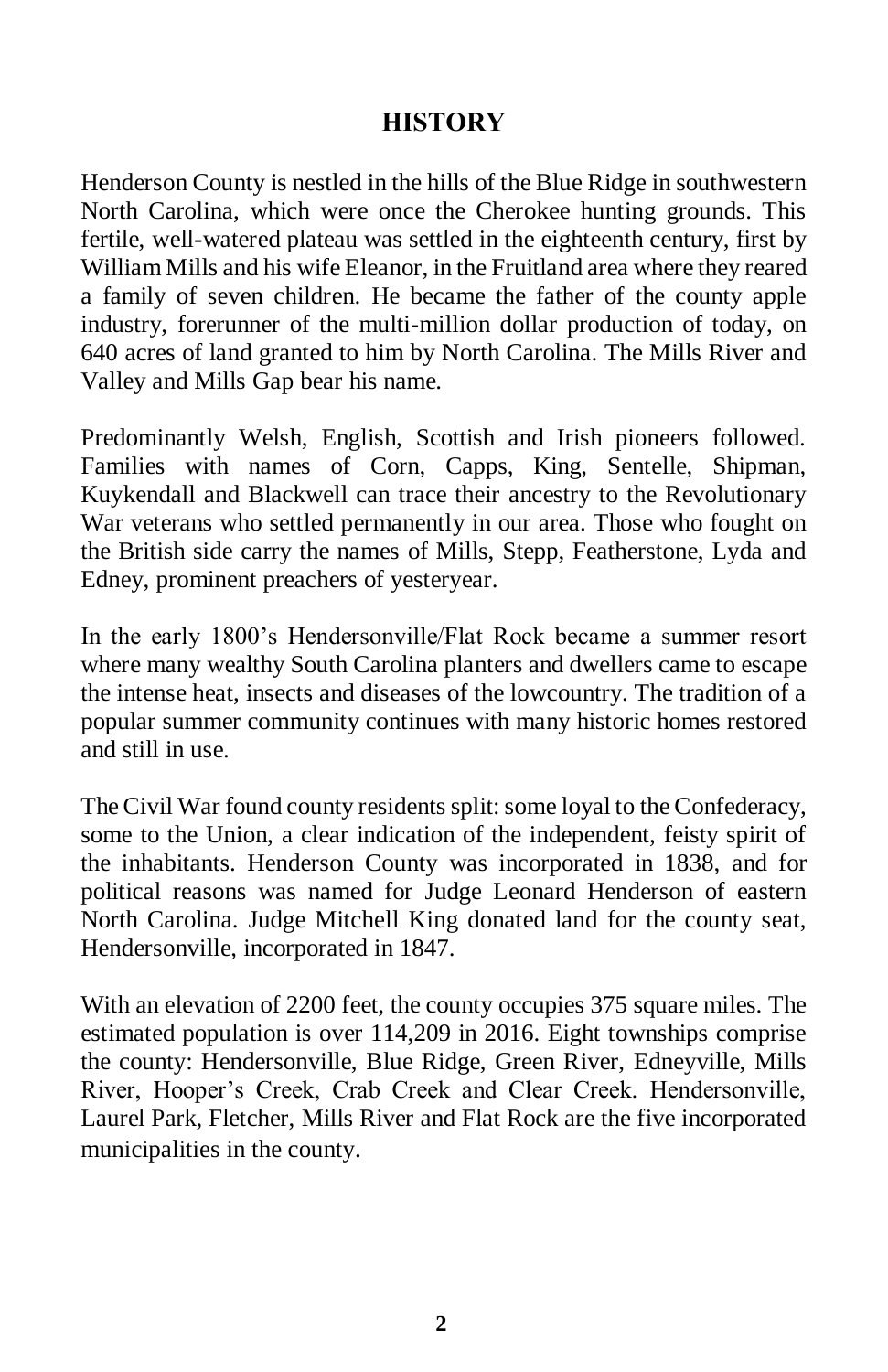# HISTORY

Henderson County is nestled in the hills of the Blue Ridge in southwestern North Carolina, which were once the Cherokee hunting grounds. This fertile, well-watered plateau was settled in the eighteenth century, first by William Mills and his wife Eleanor, in the Fruitland area where they reared a family of seven children. He became the father of the county apple industry, forerunner of the multi-million dollar production of today, on 640 acres of land granted to him by North Carolina. The Mills River and Valley and Mills Gap bear his name.

Predominantly Welsh, English, Scottish and Irish pioneers followed. Families with names of Corn, Capps, King, Sentelle, Shipman, Kuykendall and Blackwell can trace their ancestry to the Revolutionary War veterans who settled permanently in our area. Those who fought on the British side carry the names of Mills, Stepp, Featherstone, Lyda and Edney, prominent preachers of yesteryear.

In the early 1800's Hendersonville/Flat Rock became a summer resort where many wealthy South Carolina planters and dwellers came to escape the intense heat, insects and diseases of the lowcountry. The tradition of a popular summer community continues with many historic homes restored and still in use.

The Civil War found county residents split: some loyal to the Confederacy, some to the Union, a clear indication of the independent, feisty spirit of the inhabitants. Henderson County was incorporated in 1838, and for political reasons was named for Judge Leonard Henderson of eastern North Carolina. Judge Mitchell King donated land for the county seat, Hendersonville, incorporated in 1847.

With an elevation of 2200 feet, the county occupies 375 square miles. The estimated population is over 114,209 in 2016. Eight townships comprise the county: Hendersonville, Blue Ridge, Green River, Edneyville, Mills River, Hooper's Creek, Crab Creek and Clear Creek. Hendersonville, Laurel Park, Fletcher, Mills River and Flat Rock are the five incorporated municipalities in the county.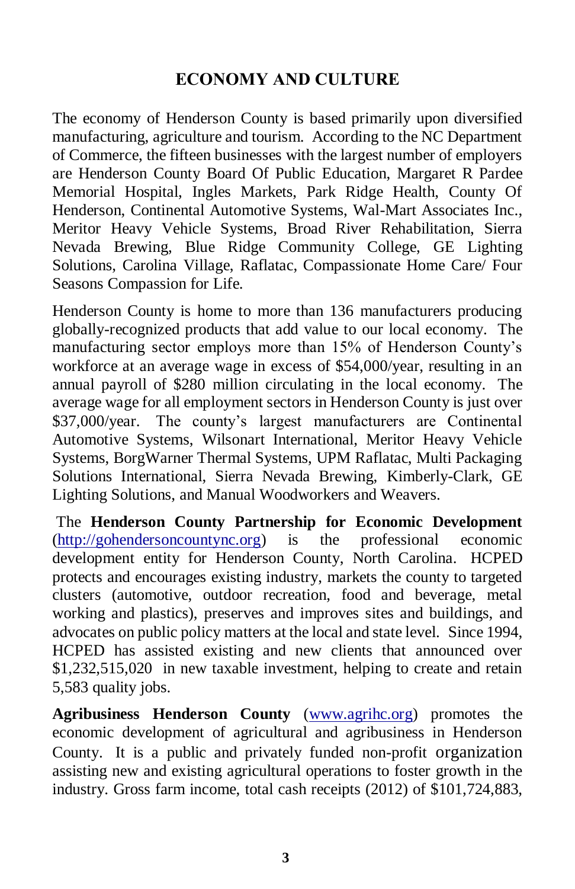# ECONOMY AND CULTURE

The economy of Henderson County is based primarily upon diversified manufacturing, agriculture and tourism. According to the NC Department of Commerce, the fifteen businesses with the largest number of employers are Henderson County Board Of Public Education, Margaret R Pardee Memorial Hospital, Ingles Markets, Park Ridge Health, County Of Henderson, Continental Automotive Systems, Wal-Mart Associates Inc., Meritor Heavy Vehicle Systems, Broad River Rehabilitation, Sierra Nevada Brewing, Blue Ridge Community College, GE Lighting Solutions, Carolina Village, Raflatac, Compassionate Home Care/ Four Seasons Compassion for Life.

Henderson County is home to more than 136 manufacturers producing globally-recognized products that add value to our local economy. The manufacturing sector employs more than 15% of Henderson County's workforce at an average wage in excess of $54,000/year, resulting in an annual payroll of $280 million circulating in the local economy. The average wage for all employment sectors in Henderson County is just over $37,000/year. The county's largest manufacturers are Continental Automotive Systems, Wilsonart International, Meritor Heavy Vehicle Systems, BorgWarner Thermal Systems, UPM Raflatac, Multi Packaging Solutions International, Sierra Nevada Brewing, Kimberly-Clark, GE Lighting Solutions, and Manual Woodworkers and Weavers.

The **Henderson County Partnership for Economic Development** (http://gohendersoncountync.org) is the professional economic development entity for Henderson County, North Carolina. HCPED protects and encourages existing industry, markets the county to targeted clusters (automotive, outdoor recreation, food and beverage, metal working and plastics), preserves and improves sites and buildings, and advocates on public policy matters at the local and state level. Since 1994, HCPED has assisted existing and new clients that announced over $1,232,515,020 in new taxable investment, helping to create and retain 5,583 quality jobs.

**Agribusiness Henderson County** (www.agrihc.org) promotes the economic development of agricultural and agribusiness in Henderson County. It is a public and privately funded non-profit organization assisting new and existing agricultural operations to foster growth in the industry. Gross farm income, total cash receipts (2012) of $101,724,883,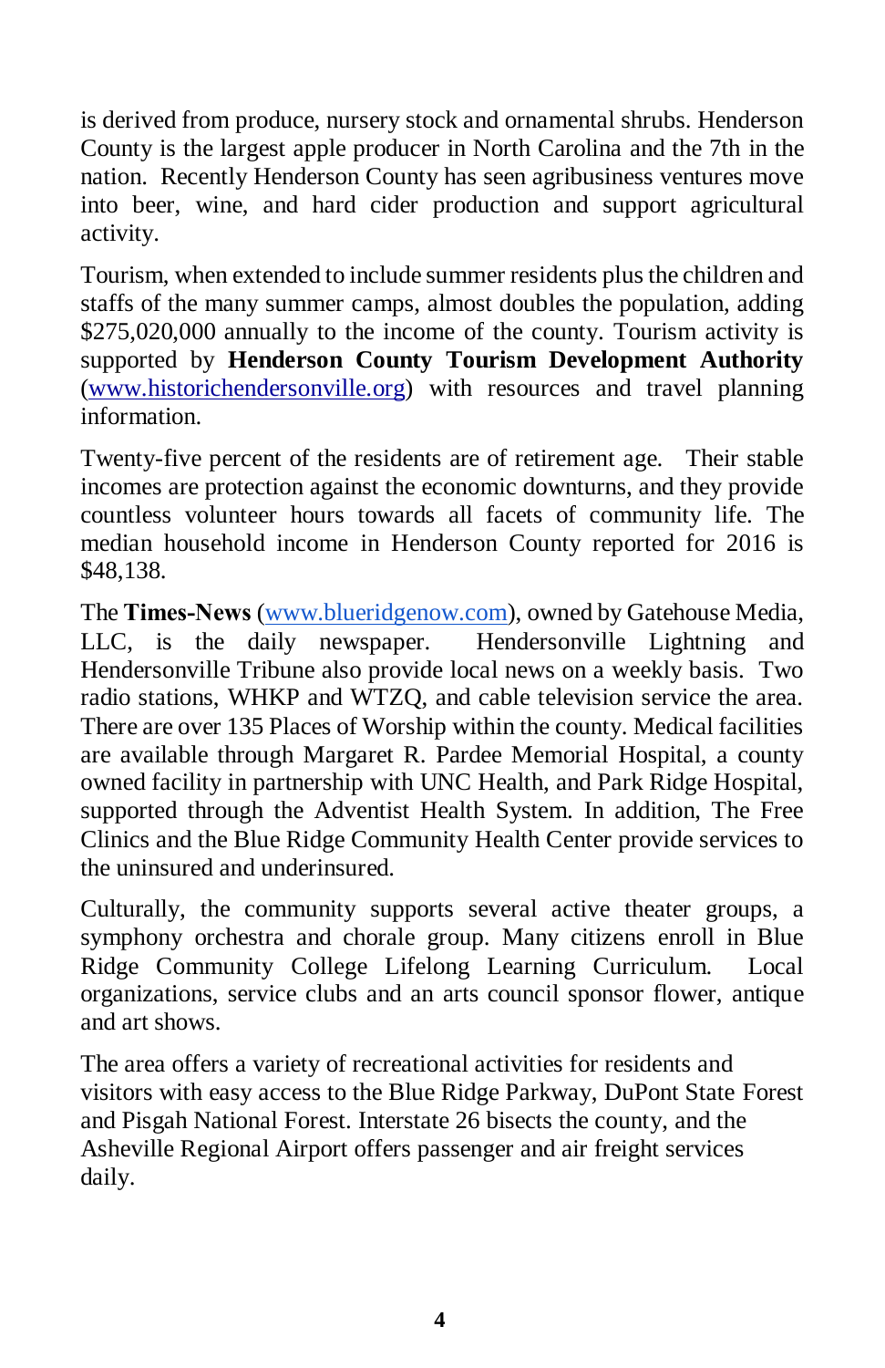is derived from produce, nursery stock and ornamental shrubs. Henderson County is the largest apple producer in North Carolina and the 7th in the nation. Recently Henderson County has seen agribusiness ventures move into beer, wine, and hard cider production and support agricultural activity.

Tourism, when extended to include summer residents plus the children and staffs of the many summer camps, almost doubles the population, adding $275,020,000 annually to the income of the county. Tourism activity is supported by **Henderson County Tourism Development Authority** ([www.historichendersonville.org](http://www.historichendersonville.org)) with resources and travel planning information.

Twenty-five percent of the residents are of retirement age. Their stable incomes are protection against the economic downturns, and they provide countless volunteer hours towards all facets of community life. The median household income in Henderson County reported for 2016 is $48,138.

The **Times-News** ([www.blueridgenow.com](http://www.blueridgenow.com)), owned by Gatehouse Media, LLC, is the daily newspaper. Hendersonville Lightning and Hendersonville Tribune also provide local news on a weekly basis. Two radio stations, WHKP and WTZQ, and cable television service the area. There are over 135 Places of Worship within the county. Medical facilities are available through Margaret R. Pardee Memorial Hospital, a county owned facility in partnership with UNC Health, and Park Ridge Hospital, supported through the Adventist Health System. In addition, The Free Clinics and the Blue Ridge Community Health Center provide services to the uninsured and underinsured.

Culturally, the community supports several active theater groups, a symphony orchestra and chorale group. Many citizens enroll in Blue Ridge Community College Lifelong Learning Curriculum. Local organizations, service clubs and an arts council sponsor flower, antique and art shows.

The area offers a variety of recreational activities for residents and visitors with easy access to the Blue Ridge Parkway, DuPont State Forest and Pisgah National Forest. Interstate 26 bisects the county, and the Asheville Regional Airport offers passenger and air freight services daily.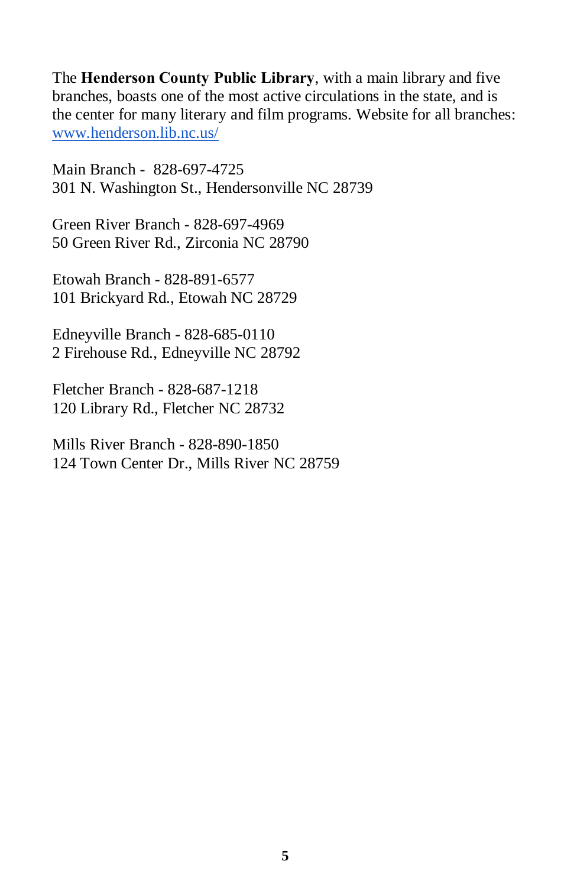The **Henderson County Public Library**, with a main library and five branches, boasts one of the most active circulations in the state, and is the center for many literary and film programs. Website for all branches: [www.henderson.lib.nc.us/](http://www.henderson.lib.nc.us/)

Main Branch - 828-697-4725
301 N. Washington St., Hendersonville NC 28739

Green River Branch - 828-697-4969
50 Green River Rd., Zirconia NC 28790

Etowah Branch - 828-891-6577
101 Brickyard Rd., Etowah NC 28729

Edneyville Branch - 828-685-0110
2 Firehouse Rd., Edneyville NC 28792

Fletcher Branch - 828-687-1218
120 Library Rd., Fletcher NC 28732

Mills River Branch - 828-890-1850
124 Town Center Dr., Mills River NC 28759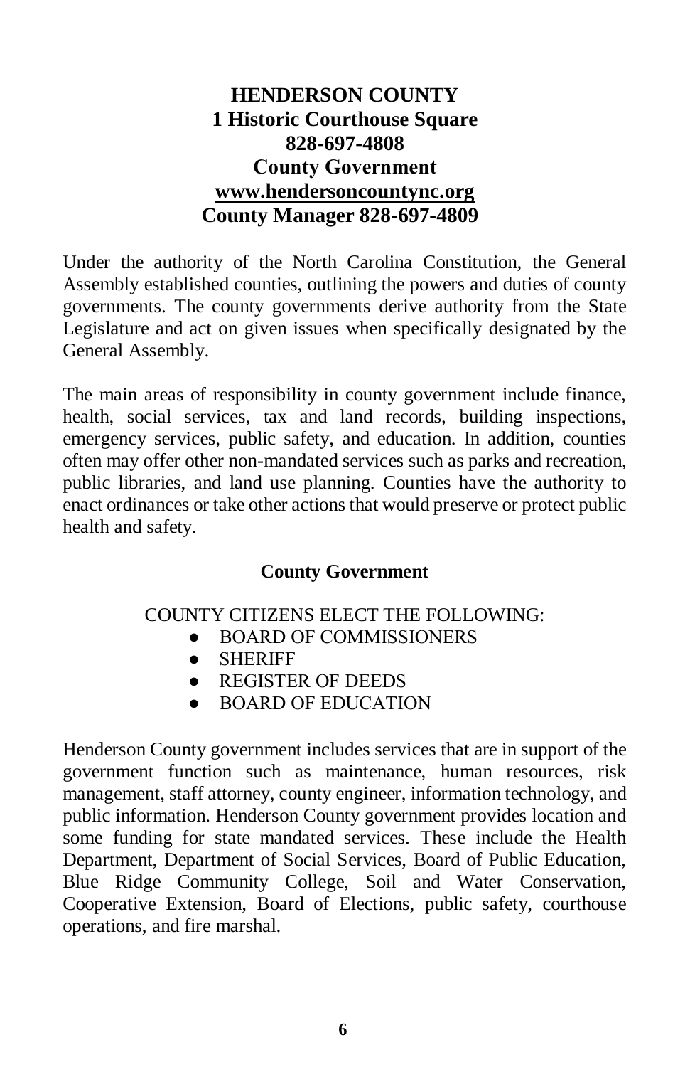# HENDERSON COUNTY
**1 Historic Courthouse Square**
**828-697-4808**
**County Government**
**www.hendersoncountync.org**
**County Manager 828-697-4809**

Under the authority of the North Carolina Constitution, the General Assembly established counties, outlining the powers and duties of county governments. The county governments derive authority from the State Legislature and act on given issues when specifically designated by the General Assembly.

The main areas of responsibility in county government include finance, health, social services, tax and land records, building inspections, emergency services, public safety, and education. In addition, counties often may offer other non-mandated services such as parks and recreation, public libraries, and land use planning. Counties have the authority to enact ordinances or take other actions that would preserve or protect public health and safety.

## County Government

COUNTY CITIZENS ELECT THE FOLLOWING:

- BOARD OF COMMISSIONERS
- SHERIFF
- REGISTER OF DEEDS
- BOARD OF EDUCATION

Henderson County government includes services that are in support of the government function such as maintenance, human resources, risk management, staff attorney, county engineer, information technology, and public information. Henderson County government provides location and some funding for state mandated services. These include the Health Department, Department of Social Services, Board of Public Education, Blue Ridge Community College, Soil and Water Conservation, Cooperative Extension, Board of Elections, public safety, courthouse operations, and fire marshal.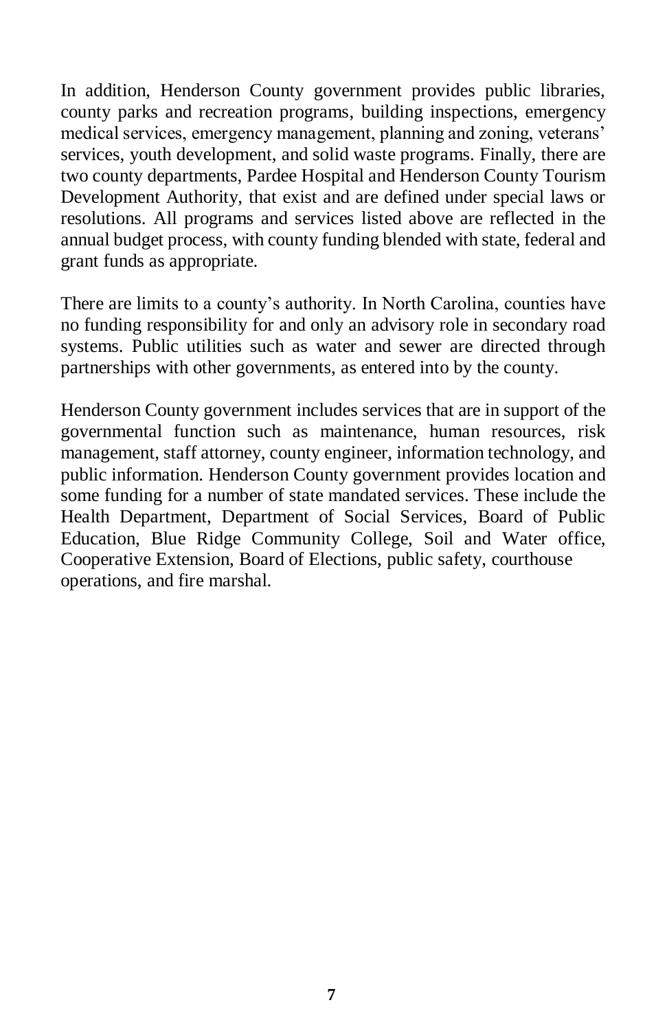In addition, Henderson County government provides public libraries, county parks and recreation programs, building inspections, emergency medical services, emergency management, planning and zoning, veterans' services, youth development, and solid waste programs. Finally, there are two county departments, Pardee Hospital and Henderson County Tourism Development Authority, that exist and are defined under special laws or resolutions. All programs and services listed above are reflected in the annual budget process, with county funding blended with state, federal and grant funds as appropriate.

There are limits to a county's authority. In North Carolina, counties have no funding responsibility for and only an advisory role in secondary road systems. Public utilities such as water and sewer are directed through partnerships with other governments, as entered into by the county.

Henderson County government includes services that are in support of the governmental function such as maintenance, human resources, risk management, staff attorney, county engineer, information technology, and public information. Henderson County government provides location and some funding for a number of state mandated services. These include the Health Department, Department of Social Services, Board of Public Education, Blue Ridge Community College, Soil and Water office, Cooperative Extension, Board of Elections, public safety, courthouse operations, and fire marshal.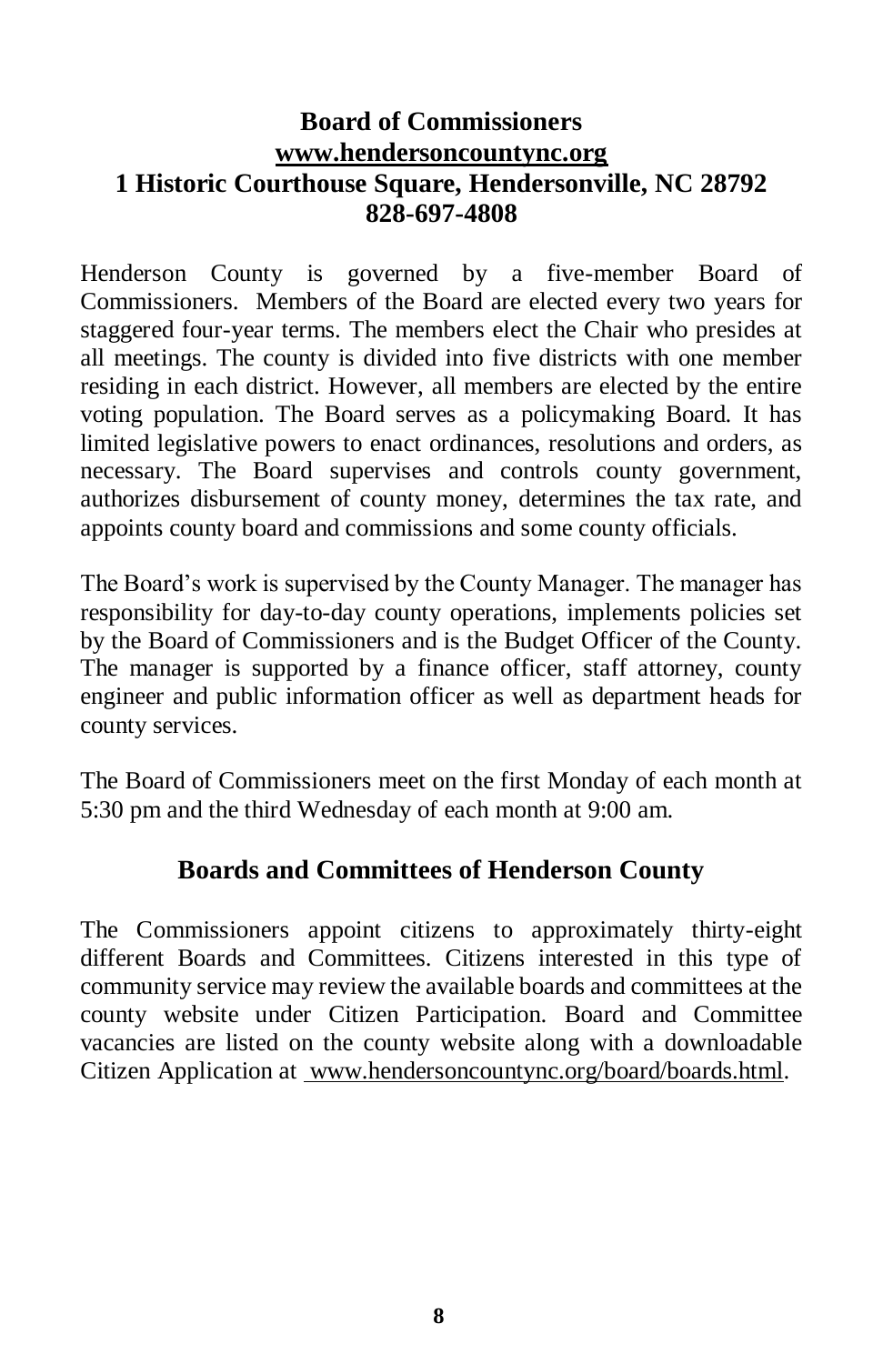## Board of Commissioners

**www.hendersoncountync.org**

**1 Historic Courthouse Square, Hendersonville, NC 28792**

**828-697-4808**

Henderson County is governed by a five-member Board of Commissioners. Members of the Board are elected every two years for staggered four-year terms. The members elect the Chair who presides at all meetings. The county is divided into five districts with one member residing in each district. However, all members are elected by the entire voting population. The Board serves as a policymaking Board. It has limited legislative powers to enact ordinances, resolutions and orders, as necessary. The Board supervises and controls county government, authorizes disbursement of county money, determines the tax rate, and appoints county board and commissions and some county officials.

The Board's work is supervised by the County Manager. The manager has responsibility for day-to-day county operations, implements policies set by the Board of Commissioners and is the Budget Officer of the County. The manager is supported by a finance officer, staff attorney, county engineer and public information officer as well as department heads for county services.

The Board of Commissioners meet on the first Monday of each month at 5:30 pm and the third Wednesday of each month at 9:00 am.

## Boards and Committees of Henderson County

The Commissioners appoint citizens to approximately thirty-eight different Boards and Committees. Citizens interested in this type of community service may review the available boards and committees at the county website under Citizen Participation. Board and Committee vacancies are listed on the county website along with a downloadable Citizen Application at www.hendersoncountync.org/board/boards.html.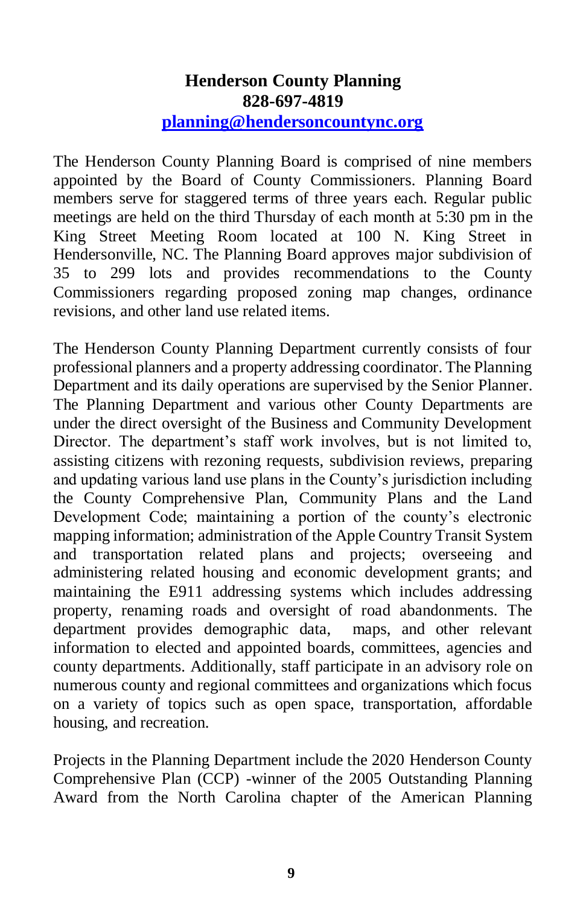**Henderson County Planning**
**828-697-4819**
**[planning@hendersoncountync.org](mailto:planning@hendersoncountync.org)**

The Henderson County Planning Board is comprised of nine members appointed by the Board of County Commissioners. Planning Board members serve for staggered terms of three years each. Regular public meetings are held on the third Thursday of each month at 5:30 pm in the King Street Meeting Room located at 100 N. King Street in Hendersonville, NC. The Planning Board approves major subdivision of 35 to 299 lots and provides recommendations to the County Commissioners regarding proposed zoning map changes, ordinance revisions, and other land use related items.

The Henderson County Planning Department currently consists of four professional planners and a property addressing coordinator. The Planning Department and its daily operations are supervised by the Senior Planner. The Planning Department and various other County Departments are under the direct oversight of the Business and Community Development Director. The department's staff work involves, but is not limited to, assisting citizens with rezoning requests, subdivision reviews, preparing and updating various land use plans in the County's jurisdiction including the County Comprehensive Plan, Community Plans and the Land Development Code; maintaining a portion of the county's electronic mapping information; administration of the Apple Country Transit System and transportation related plans and projects; overseeing and administering related housing and economic development grants; and maintaining the E911 addressing systems which includes addressing property, renaming roads and oversight of road abandonments. The department provides demographic data, maps, and other relevant information to elected and appointed boards, committees, agencies and county departments. Additionally, staff participate in an advisory role on numerous county and regional committees and organizations which focus on a variety of topics such as open space, transportation, affordable housing, and recreation.

Projects in the Planning Department include the 2020 Henderson County Comprehensive Plan (CCP) -winner of the 2005 Outstanding Planning Award from the North Carolina chapter of the American Planning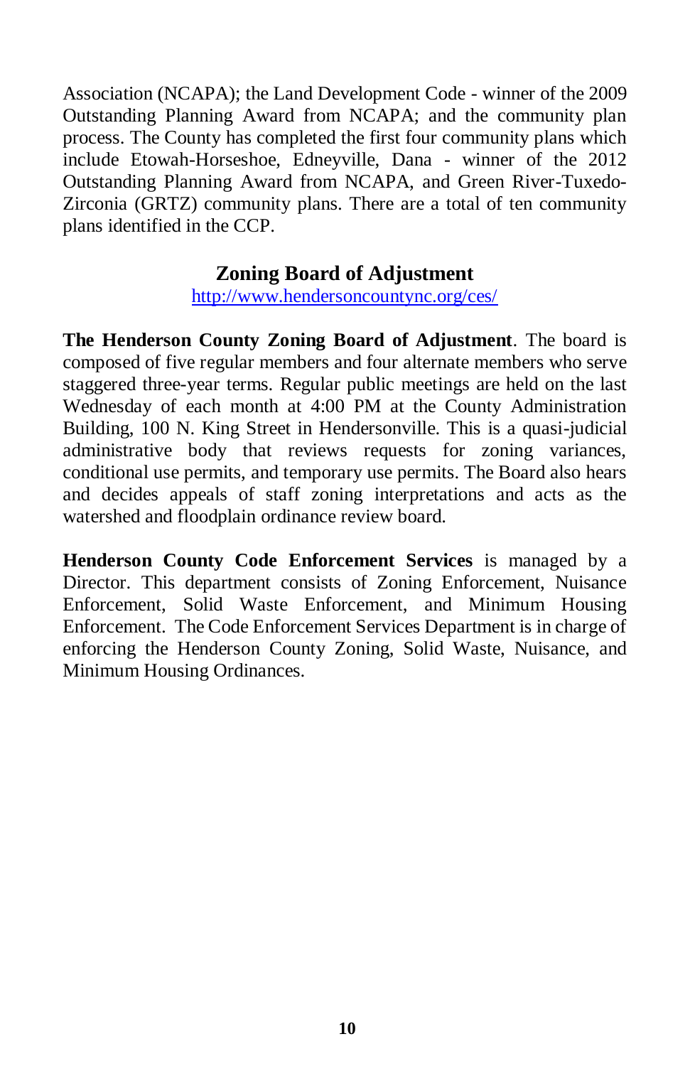Association (NCAPA); the Land Development Code - winner of the 2009 Outstanding Planning Award from NCAPA; and the community plan process. The County has completed the first four community plans which include Etowah-Horseshoe, Edneyville, Dana - winner of the 2012 Outstanding Planning Award from NCAPA, and Green River-Tuxedo-Zirconia (GRTZ) community plans. There are a total of ten community plans identified in the CCP.

## Zoning Board of Adjustment

http://www.hendersoncountync.org/ces/

**The Henderson County Zoning Board of Adjustment**. The board is composed of five regular members and four alternate members who serve staggered three-year terms. Regular public meetings are held on the last Wednesday of each month at 4:00 PM at the County Administration Building, 100 N. King Street in Hendersonville. This is a quasi-judicial administrative body that reviews requests for zoning variances, conditional use permits, and temporary use permits. The Board also hears and decides appeals of staff zoning interpretations and acts as the watershed and floodplain ordinance review board.

**Henderson County Code Enforcement Services** is managed by a Director. This department consists of Zoning Enforcement, Nuisance Enforcement, Solid Waste Enforcement, and Minimum Housing Enforcement. The Code Enforcement Services Department is in charge of enforcing the Henderson County Zoning, Solid Waste, Nuisance, and Minimum Housing Ordinances.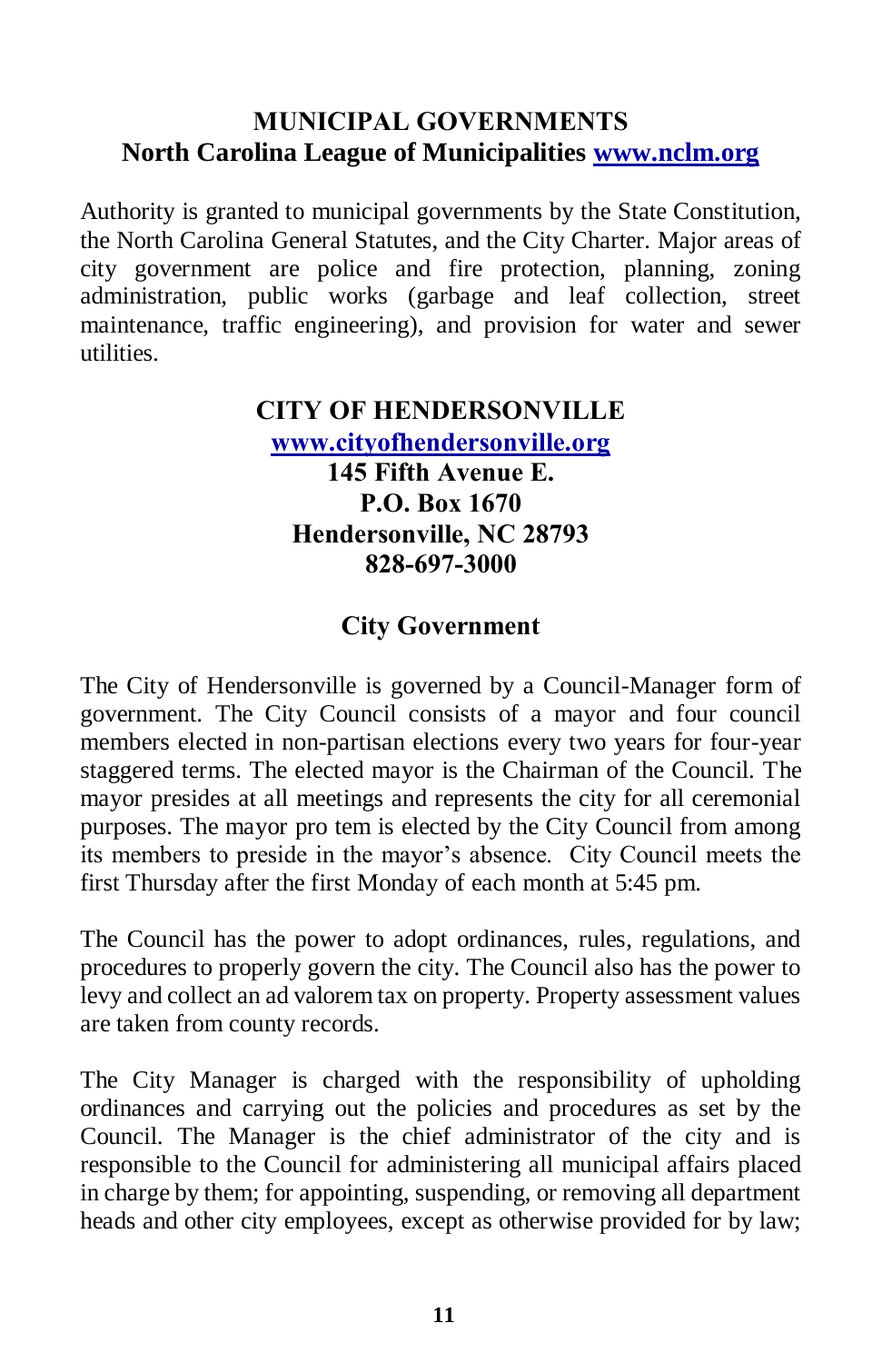## MUNICIPAL GOVERNMENTS
## North Carolina League of Municipalities [www.nclm.org](http://www.nclm.org)

Authority is granted to municipal governments by the State Constitution, the North Carolina General Statutes, and the City Charter. Major areas of city government are police and fire protection, planning, zoning administration, public works (garbage and leaf collection, street maintenance, traffic engineering), and provision for water and sewer utilities.

## CITY OF HENDERSONVILLE

**[www.cityofhendersonville.org](http://www.cityofhendersonville.org)**
**145 Fifth Avenue E.**
**P.O. Box 1670**
**Hendersonville, NC 28793**
**828-697-3000**

### City Government

The City of Hendersonville is governed by a Council-Manager form of government. The City Council consists of a mayor and four council members elected in non-partisan elections every two years for four-year staggered terms. The elected mayor is the Chairman of the Council. The mayor presides at all meetings and represents the city for all ceremonial purposes. The mayor pro tem is elected by the City Council from among its members to preside in the mayor's absence. City Council meets the first Thursday after the first Monday of each month at 5:45 pm.

The Council has the power to adopt ordinances, rules, regulations, and procedures to properly govern the city. The Council also has the power to levy and collect an ad valorem tax on property. Property assessment values are taken from county records.

The City Manager is charged with the responsibility of upholding ordinances and carrying out the policies and procedures as set by the Council. The Manager is the chief administrator of the city and is responsible to the Council for administering all municipal affairs placed in charge by them; for appointing, suspending, or removing all department heads and other city employees, except as otherwise provided for by law;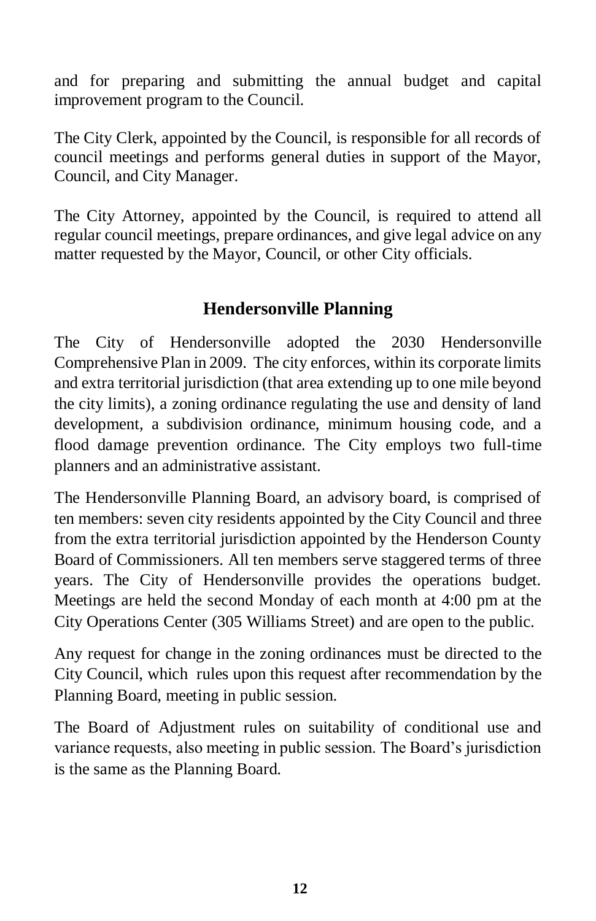and for preparing and submitting the annual budget and capital improvement program to the Council.

The City Clerk, appointed by the Council, is responsible for all records of council meetings and performs general duties in support of the Mayor, Council, and City Manager.

The City Attorney, appointed by the Council, is required to attend all regular council meetings, prepare ordinances, and give legal advice on any matter requested by the Mayor, Council, or other City officials.

## Hendersonville Planning

The City of Hendersonville adopted the 2030 Hendersonville Comprehensive Plan in 2009. The city enforces, within its corporate limits and extra territorial jurisdiction (that area extending up to one mile beyond the city limits), a zoning ordinance regulating the use and density of land development, a subdivision ordinance, minimum housing code, and a flood damage prevention ordinance. The City employs two full-time planners and an administrative assistant.

The Hendersonville Planning Board, an advisory board, is comprised of ten members: seven city residents appointed by the City Council and three from the extra territorial jurisdiction appointed by the Henderson County Board of Commissioners. All ten members serve staggered terms of three years. The City of Hendersonville provides the operations budget. Meetings are held the second Monday of each month at 4:00 pm at the City Operations Center (305 Williams Street) and are open to the public.

Any request for change in the zoning ordinances must be directed to the City Council, which rules upon this request after recommendation by the Planning Board, meeting in public session.

The Board of Adjustment rules on suitability of conditional use and variance requests, also meeting in public session. The Board's jurisdiction is the same as the Planning Board.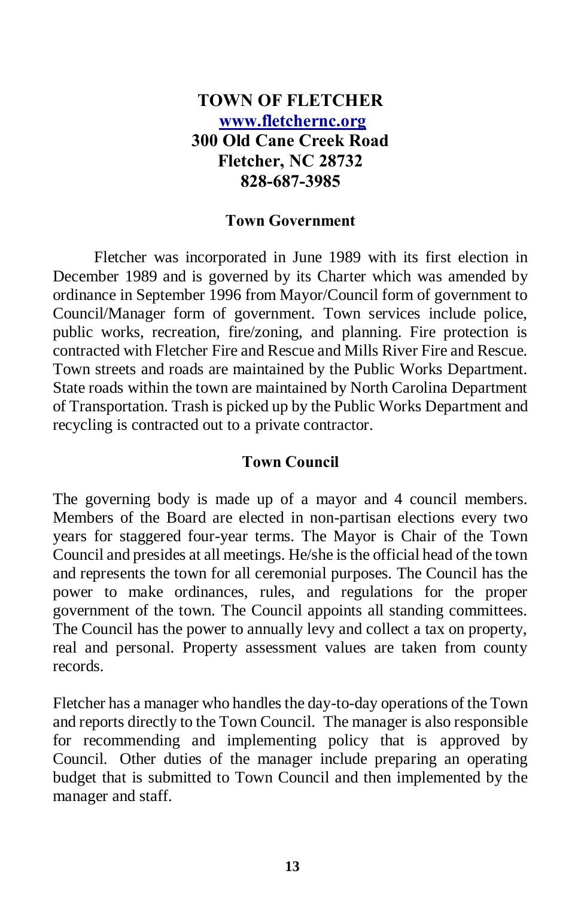## TOWN OF FLETCHER

**[www.fletchernc.org](http://www.fletchernc.org)**
**300 Old Cane Creek Road**
**Fletcher, NC 28732**
**828-687-3985**

### Town Government

Fletcher was incorporated in June 1989 with its first election in December 1989 and is governed by its Charter which was amended by ordinance in September 1996 from Mayor/Council form of government to Council/Manager form of government. Town services include police, public works, recreation, fire/zoning, and planning. Fire protection is contracted with Fletcher Fire and Rescue and Mills River Fire and Rescue. Town streets and roads are maintained by the Public Works Department. State roads within the town are maintained by North Carolina Department of Transportation. Trash is picked up by the Public Works Department and recycling is contracted out to a private contractor.

### Town Council

The governing body is made up of a mayor and 4 council members. Members of the Board are elected in non-partisan elections every two years for staggered four-year terms. The Mayor is Chair of the Town Council and presides at all meetings. He/she is the official head of the town and represents the town for all ceremonial purposes. The Council has the power to make ordinances, rules, and regulations for the proper government of the town. The Council appoints all standing committees. The Council has the power to annually levy and collect a tax on property, real and personal. Property assessment values are taken from county records.

Fletcher has a manager who handles the day-to-day operations of the Town and reports directly to the Town Council. The manager is also responsible for recommending and implementing policy that is approved by Council. Other duties of the manager include preparing an operating budget that is submitted to Town Council and then implemented by the manager and staff.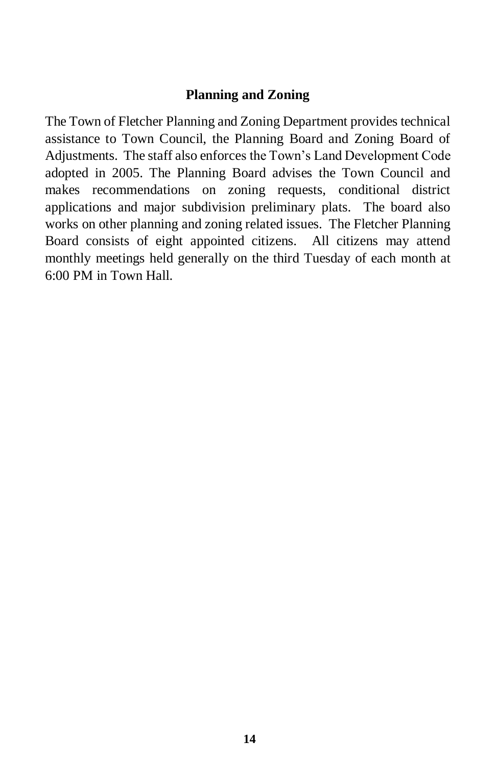## Planning and Zoning

The Town of Fletcher Planning and Zoning Department provides technical assistance to Town Council, the Planning Board and Zoning Board of Adjustments. The staff also enforces the Town's Land Development Code adopted in 2005. The Planning Board advises the Town Council and makes recommendations on zoning requests, conditional district applications and major subdivision preliminary plats. The board also works on other planning and zoning related issues. The Fletcher Planning Board consists of eight appointed citizens. All citizens may attend monthly meetings held generally on the third Tuesday of each month at 6:00 PM in Town Hall.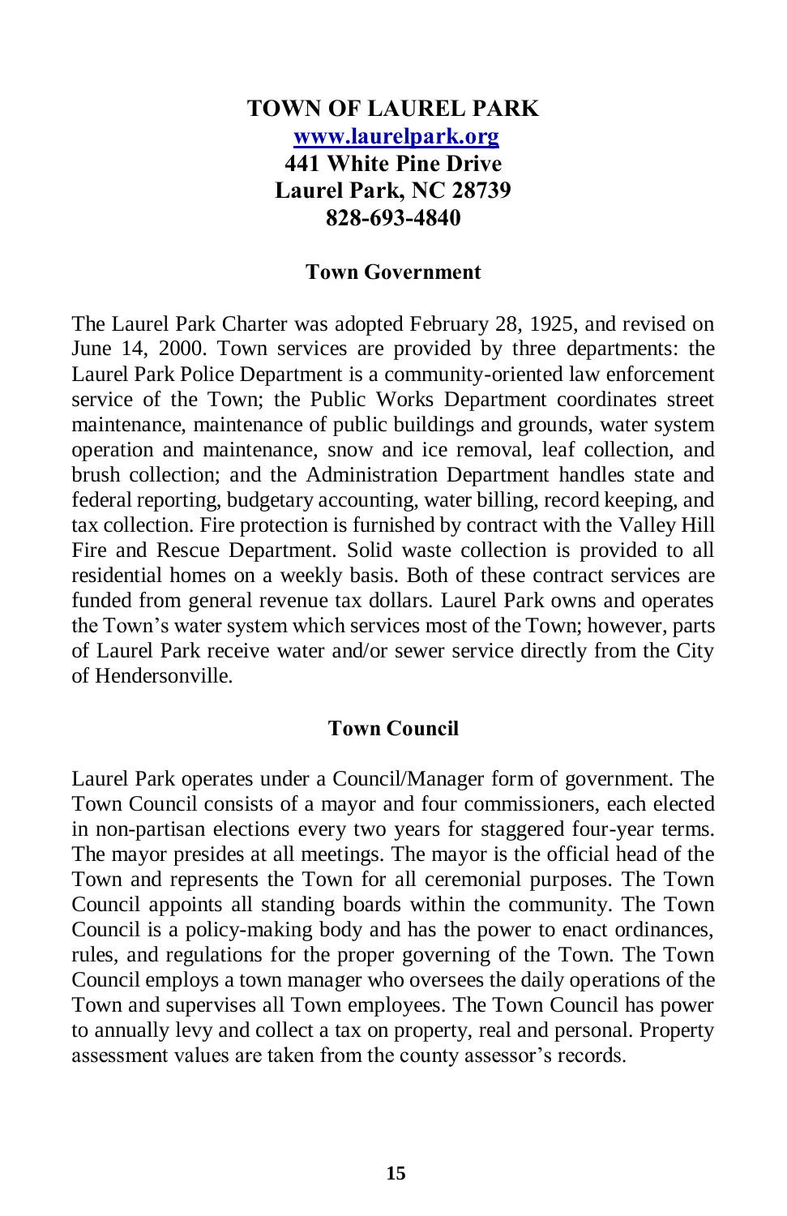# TOWN OF LAUREL PARK

**[www.laurelpark.org](http://www.laurelpark.org)**
**441 White Pine Drive**
**Laurel Park, NC 28739**
**828-693-4840**

## Town Government

The Laurel Park Charter was adopted February 28, 1925, and revised on June 14, 2000. Town services are provided by three departments: the Laurel Park Police Department is a community-oriented law enforcement service of the Town; the Public Works Department coordinates street maintenance, maintenance of public buildings and grounds, water system operation and maintenance, snow and ice removal, leaf collection, and brush collection; and the Administration Department handles state and federal reporting, budgetary accounting, water billing, record keeping, and tax collection. Fire protection is furnished by contract with the Valley Hill Fire and Rescue Department. Solid waste collection is provided to all residential homes on a weekly basis. Both of these contract services are funded from general revenue tax dollars. Laurel Park owns and operates the Town's water system which services most of the Town; however, parts of Laurel Park receive water and/or sewer service directly from the City of Hendersonville.

## Town Council

Laurel Park operates under a Council/Manager form of government. The Town Council consists of a mayor and four commissioners, each elected in non-partisan elections every two years for staggered four-year terms. The mayor presides at all meetings. The mayor is the official head of the Town and represents the Town for all ceremonial purposes. The Town Council appoints all standing boards within the community. The Town Council is a policy-making body and has the power to enact ordinances, rules, and regulations for the proper governing of the Town. The Town Council employs a town manager who oversees the daily operations of the Town and supervises all Town employees. The Town Council has power to annually levy and collect a tax on property, real and personal. Property assessment values are taken from the county assessor's records.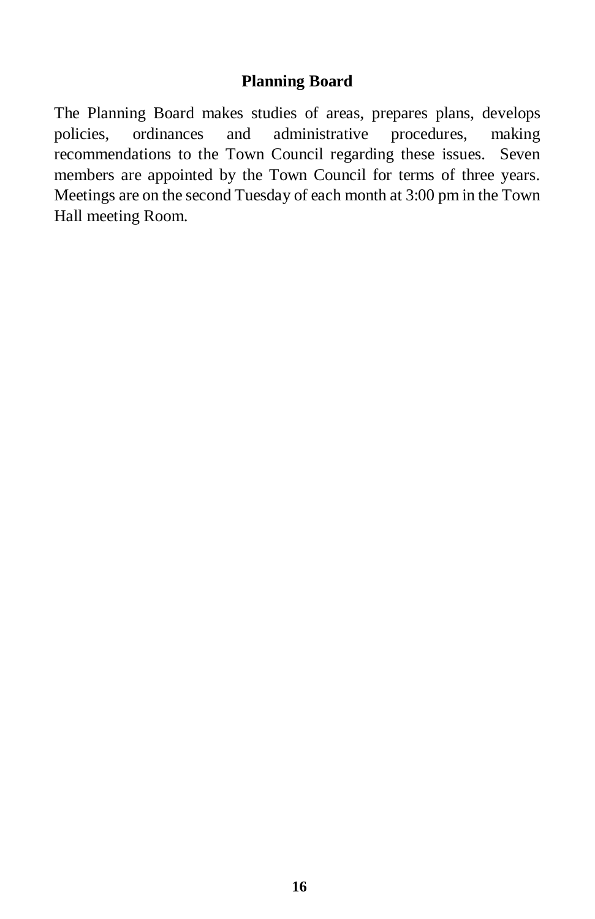## Planning Board

The Planning Board makes studies of areas, prepares plans, develops policies, ordinances and administrative procedures, making recommendations to the Town Council regarding these issues. Seven members are appointed by the Town Council for terms of three years. Meetings are on the second Tuesday of each month at 3:00 pm in the Town Hall meeting Room.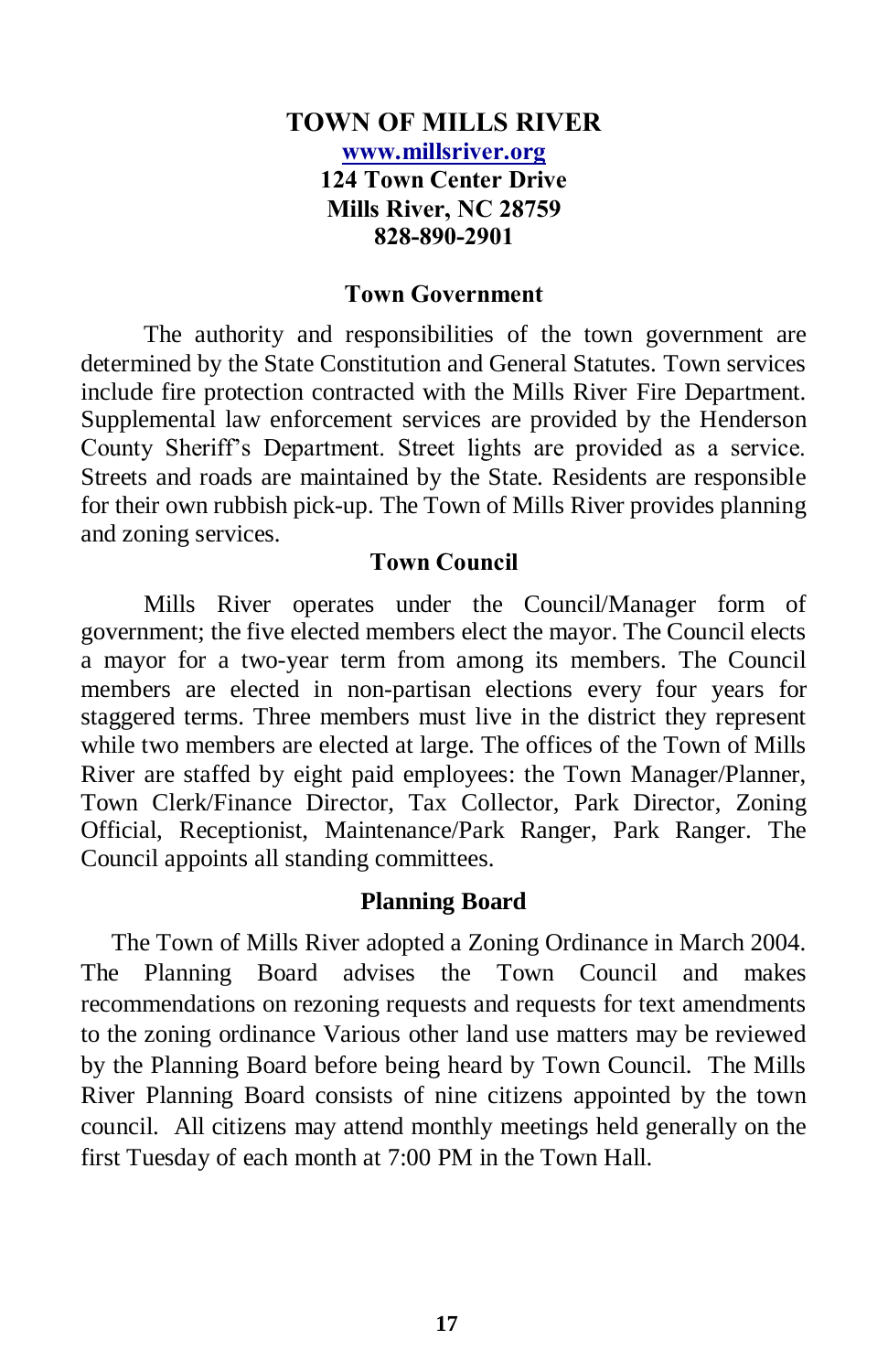# TOWN OF MILLS RIVER

**www.millsriver.org**
**124 Town Center Drive**
**Mills River, NC 28759**
**828-890-2901**

## Town Government

The authority and responsibilities of the town government are determined by the State Constitution and General Statutes. Town services include fire protection contracted with the Mills River Fire Department. Supplemental law enforcement services are provided by the Henderson County Sheriff's Department. Street lights are provided as a service. Streets and roads are maintained by the State. Residents are responsible for their own rubbish pick-up. The Town of Mills River provides planning and zoning services.

## Town Council

Mills River operates under the Council/Manager form of government; the five elected members elect the mayor. The Council elects a mayor for a two-year term from among its members. The Council members are elected in non-partisan elections every four years for staggered terms. Three members must live in the district they represent while two members are elected at large. The offices of the Town of Mills River are staffed by eight paid employees: the Town Manager/Planner, Town Clerk/Finance Director, Tax Collector, Park Director, Zoning Official, Receptionist, Maintenance/Park Ranger, Park Ranger. The Council appoints all standing committees.

## Planning Board

The Town of Mills River adopted a Zoning Ordinance in March 2004. The Planning Board advises the Town Council and makes recommendations on rezoning requests and requests for text amendments to the zoning ordinance Various other land use matters may be reviewed by the Planning Board before being heard by Town Council. The Mills River Planning Board consists of nine citizens appointed by the town council. All citizens may attend monthly meetings held generally on the first Tuesday of each month at 7:00 PM in the Town Hall.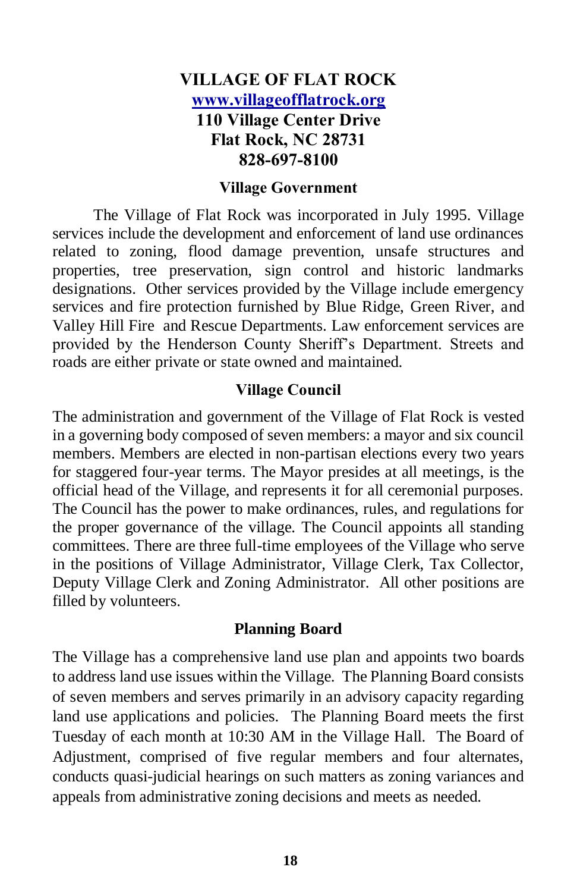# VILLAGE OF FLAT ROCK

**www.villageofflatrock.org**

**110 Village Center Drive**

**Flat Rock, NC 28731**

**828-697-8100**

## Village Government

The Village of Flat Rock was incorporated in July 1995. Village services include the development and enforcement of land use ordinances related to zoning, flood damage prevention, unsafe structures and properties, tree preservation, sign control and historic landmarks designations. Other services provided by the Village include emergency services and fire protection furnished by Blue Ridge, Green River, and Valley Hill Fire and Rescue Departments. Law enforcement services are provided by the Henderson County Sheriff's Department. Streets and roads are either private or state owned and maintained.

## Village Council

The administration and government of the Village of Flat Rock is vested in a governing body composed of seven members: a mayor and six council members. Members are elected in non-partisan elections every two years for staggered four-year terms. The Mayor presides at all meetings, is the official head of the Village, and represents it for all ceremonial purposes. The Council has the power to make ordinances, rules, and regulations for the proper governance of the village. The Council appoints all standing committees. There are three full-time employees of the Village who serve in the positions of Village Administrator, Village Clerk, Tax Collector, Deputy Village Clerk and Zoning Administrator. All other positions are filled by volunteers.

## Planning Board

The Village has a comprehensive land use plan and appoints two boards to address land use issues within the Village. The Planning Board consists of seven members and serves primarily in an advisory capacity regarding land use applications and policies. The Planning Board meets the first Tuesday of each month at 10:30 AM in the Village Hall. The Board of Adjustment, comprised of five regular members and four alternates, conducts quasi-judicial hearings on such matters as zoning variances and appeals from administrative zoning decisions and meets as needed.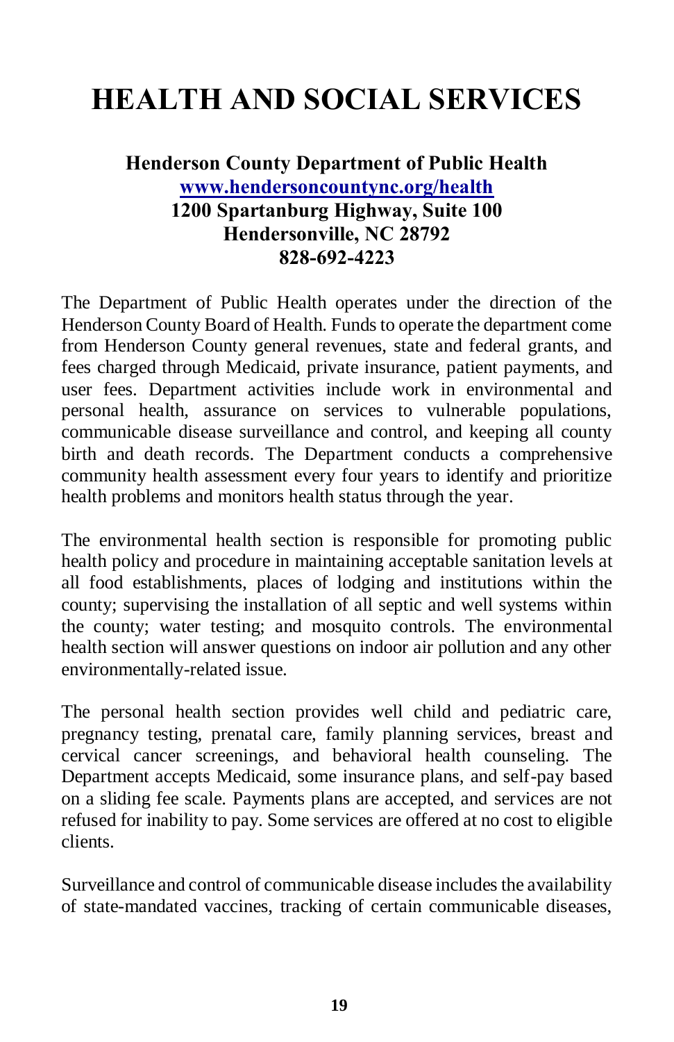# HEALTH AND SOCIAL SERVICES

**Henderson County Department of Public Health**
**[www.hendersoncountync.org/health](http://www.hendersoncountync.org/health)**
**1200 Spartanburg Highway, Suite 100**
**Hendersonville, NC 28792**
**828-692-4223**

The Department of Public Health operates under the direction of the Henderson County Board of Health. Funds to operate the department come from Henderson County general revenues, state and federal grants, and fees charged through Medicaid, private insurance, patient payments, and user fees. Department activities include work in environmental and personal health, assurance on services to vulnerable populations, communicable disease surveillance and control, and keeping all county birth and death records. The Department conducts a comprehensive community health assessment every four years to identify and prioritize health problems and monitors health status through the year.

The environmental health section is responsible for promoting public health policy and procedure in maintaining acceptable sanitation levels at all food establishments, places of lodging and institutions within the county; supervising the installation of all septic and well systems within the county; water testing; and mosquito controls. The environmental health section will answer questions on indoor air pollution and any other environmentally-related issue.

The personal health section provides well child and pediatric care, pregnancy testing, prenatal care, family planning services, breast and cervical cancer screenings, and behavioral health counseling. The Department accepts Medicaid, some insurance plans, and self-pay based on a sliding fee scale. Payments plans are accepted, and services are not refused for inability to pay. Some services are offered at no cost to eligible clients.

Surveillance and control of communicable disease includes the availability of state-mandated vaccines, tracking of certain communicable diseases,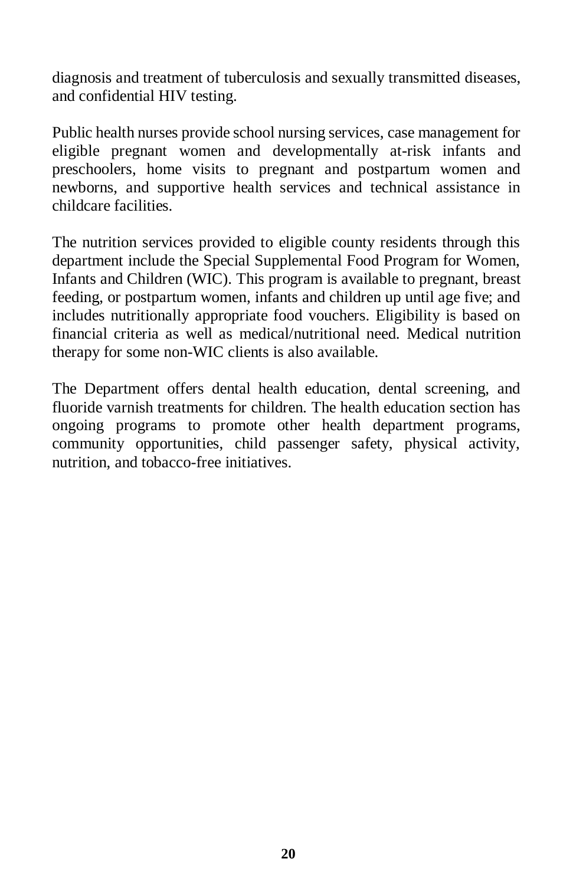diagnosis and treatment of tuberculosis and sexually transmitted diseases, and confidential HIV testing.

Public health nurses provide school nursing services, case management for eligible pregnant women and developmentally at-risk infants and preschoolers, home visits to pregnant and postpartum women and newborns, and supportive health services and technical assistance in childcare facilities.

The nutrition services provided to eligible county residents through this department include the Special Supplemental Food Program for Women, Infants and Children (WIC). This program is available to pregnant, breast feeding, or postpartum women, infants and children up until age five; and includes nutritionally appropriate food vouchers. Eligibility is based on financial criteria as well as medical/nutritional need. Medical nutrition therapy for some non-WIC clients is also available.

The Department offers dental health education, dental screening, and fluoride varnish treatments for children. The health education section has ongoing programs to promote other health department programs, community opportunities, child passenger safety, physical activity, nutrition, and tobacco-free initiatives.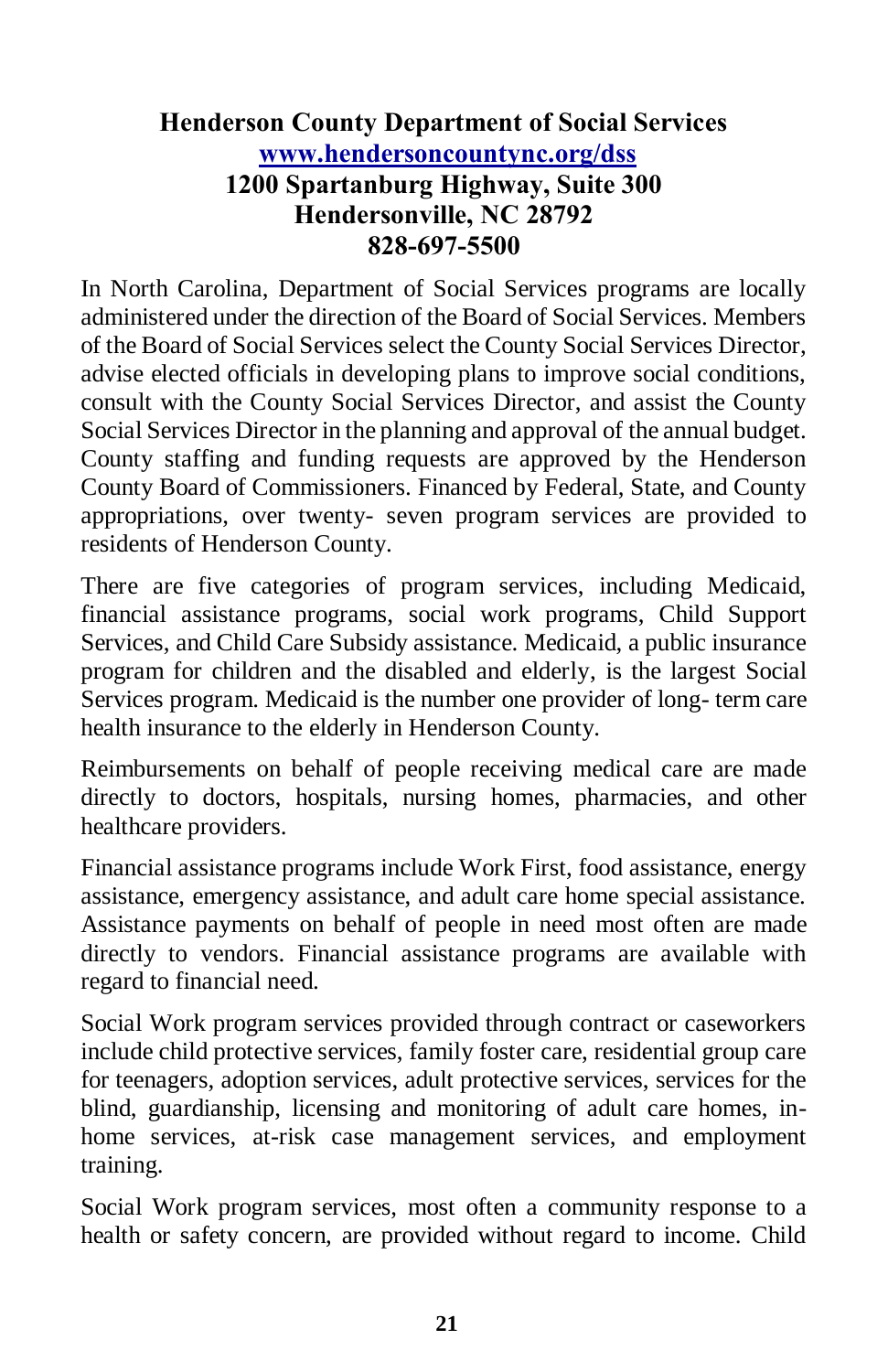## Henderson County Department of Social Services

**[www.hendersoncountync.org/dss](http://www.hendersoncountync.org/dss)**
**1200 Spartanburg Highway, Suite 300**
**Hendersonville, NC 28792**
**828-697-5500**

In North Carolina, Department of Social Services programs are locally administered under the direction of the Board of Social Services. Members of the Board of Social Services select the County Social Services Director, advise elected officials in developing plans to improve social conditions, consult with the County Social Services Director, and assist the County Social Services Director in the planning and approval of the annual budget. County staffing and funding requests are approved by the Henderson County Board of Commissioners. Financed by Federal, State, and County appropriations, over twenty- seven program services are provided to residents of Henderson County.

There are five categories of program services, including Medicaid, financial assistance programs, social work programs, Child Support Services, and Child Care Subsidy assistance. Medicaid, a public insurance program for children and the disabled and elderly, is the largest Social Services program. Medicaid is the number one provider of long- term care health insurance to the elderly in Henderson County.

Reimbursements on behalf of people receiving medical care are made directly to doctors, hospitals, nursing homes, pharmacies, and other healthcare providers.

Financial assistance programs include Work First, food assistance, energy assistance, emergency assistance, and adult care home special assistance. Assistance payments on behalf of people in need most often are made directly to vendors. Financial assistance programs are available with regard to financial need.

Social Work program services provided through contract or caseworkers include child protective services, family foster care, residential group care for teenagers, adoption services, adult protective services, services for the blind, guardianship, licensing and monitoring of adult care homes, in-home services, at-risk case management services, and employment training.

Social Work program services, most often a community response to a health or safety concern, are provided without regard to income. Child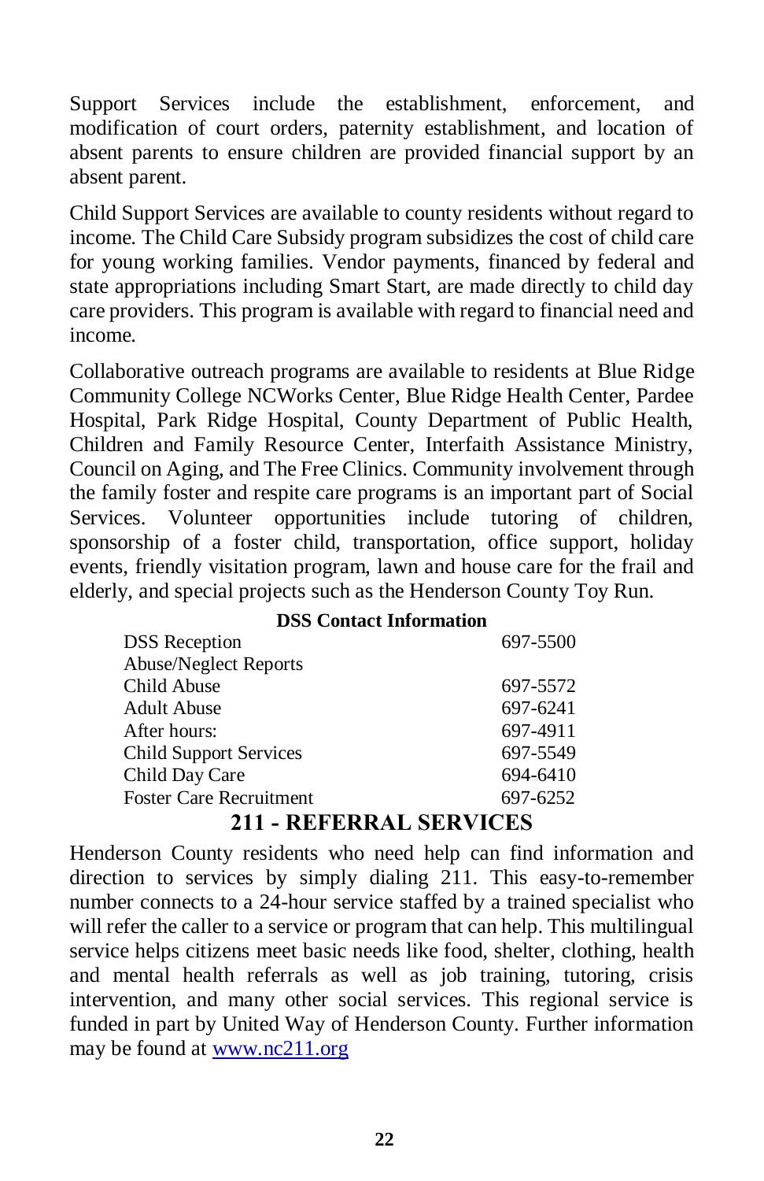Support Services include the establishment, enforcement, and modification of court orders, paternity establishment, and location of absent parents to ensure children are provided financial support by an absent parent.

Child Support Services are available to county residents without regard to income. The Child Care Subsidy program subsidizes the cost of child care for young working families. Vendor payments, financed by federal and state appropriations including Smart Start, are made directly to child day care providers. This program is available with regard to financial need and income.

Collaborative outreach programs are available to residents at Blue Ridge Community College NCWorks Center, Blue Ridge Health Center, Pardee Hospital, Park Ridge Hospital, County Department of Public Health, Children and Family Resource Center, Interfaith Assistance Ministry, Council on Aging, and The Free Clinics. Community involvement through the family foster and respite care programs is an important part of Social Services. Volunteer opportunities include tutoring of children, sponsorship of a foster child, transportation, office support, holiday events, friendly visitation program, lawn and house care for the frail and elderly, and special projects such as the Henderson County Toy Run.

**DSS Contact Information**

| | |
|---|---|
| DSS Reception | 697-5500 |
| Abuse/Neglect Reports | |
| Child Abuse | 697-5572 |
| Adult Abuse | 697-6241 |
| After hours: | 697-4911 |
| Child Support Services | 697-5549 |
| Child Day Care | 694-6410 |
| Foster Care Recruitment | 697-6252 |

## 211 - REFERRAL SERVICES

Henderson County residents who need help can find information and direction to services by simply dialing 211. This easy-to-remember number connects to a 24-hour service staffed by a trained specialist who will refer the caller to a service or program that can help. This multilingual service helps citizens meet basic needs like food, shelter, clothing, health and mental health referrals as well as job training, tutoring, crisis intervention, and many other social services. This regional service is funded in part by United Way of Henderson County. Further information may be found at www.nc211.org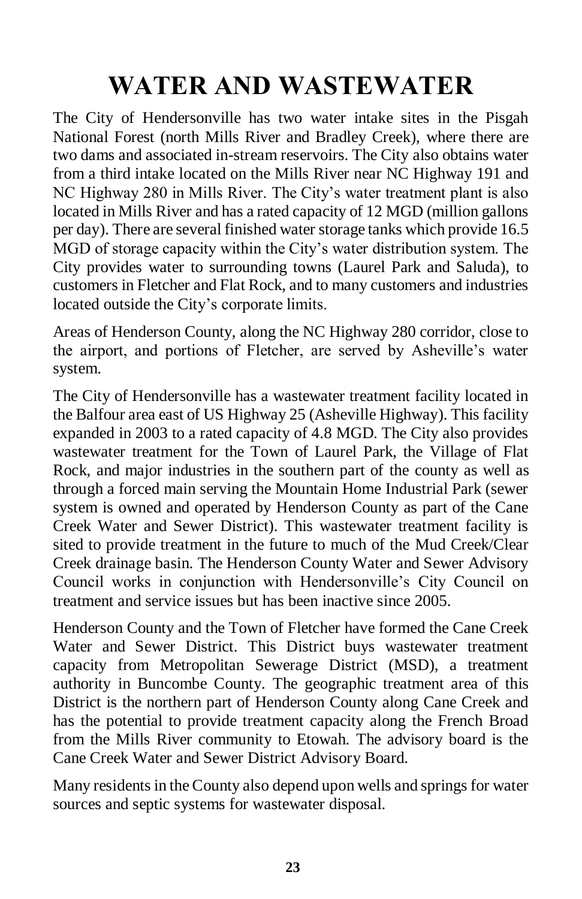# WATER AND WASTEWATER

The City of Hendersonville has two water intake sites in the Pisgah National Forest (north Mills River and Bradley Creek), where there are two dams and associated in-stream reservoirs. The City also obtains water from a third intake located on the Mills River near NC Highway 191 and NC Highway 280 in Mills River. The City's water treatment plant is also located in Mills River and has a rated capacity of 12 MGD (million gallons per day). There are several finished water storage tanks which provide 16.5 MGD of storage capacity within the City's water distribution system. The City provides water to surrounding towns (Laurel Park and Saluda), to customers in Fletcher and Flat Rock, and to many customers and industries located outside the City's corporate limits.

Areas of Henderson County, along the NC Highway 280 corridor, close to the airport, and portions of Fletcher, are served by Asheville's water system.

The City of Hendersonville has a wastewater treatment facility located in the Balfour area east of US Highway 25 (Asheville Highway). This facility expanded in 2003 to a rated capacity of 4.8 MGD. The City also provides wastewater treatment for the Town of Laurel Park, the Village of Flat Rock, and major industries in the southern part of the county as well as through a forced main serving the Mountain Home Industrial Park (sewer system is owned and operated by Henderson County as part of the Cane Creek Water and Sewer District). This wastewater treatment facility is sited to provide treatment in the future to much of the Mud Creek/Clear Creek drainage basin. The Henderson County Water and Sewer Advisory Council works in conjunction with Hendersonville's City Council on treatment and service issues but has been inactive since 2005.

Henderson County and the Town of Fletcher have formed the Cane Creek Water and Sewer District. This District buys wastewater treatment capacity from Metropolitan Sewerage District (MSD), a treatment authority in Buncombe County. The geographic treatment area of this District is the northern part of Henderson County along Cane Creek and has the potential to provide treatment capacity along the French Broad from the Mills River community to Etowah. The advisory board is the Cane Creek Water and Sewer District Advisory Board.

Many residents in the County also depend upon wells and springs for water sources and septic systems for wastewater disposal.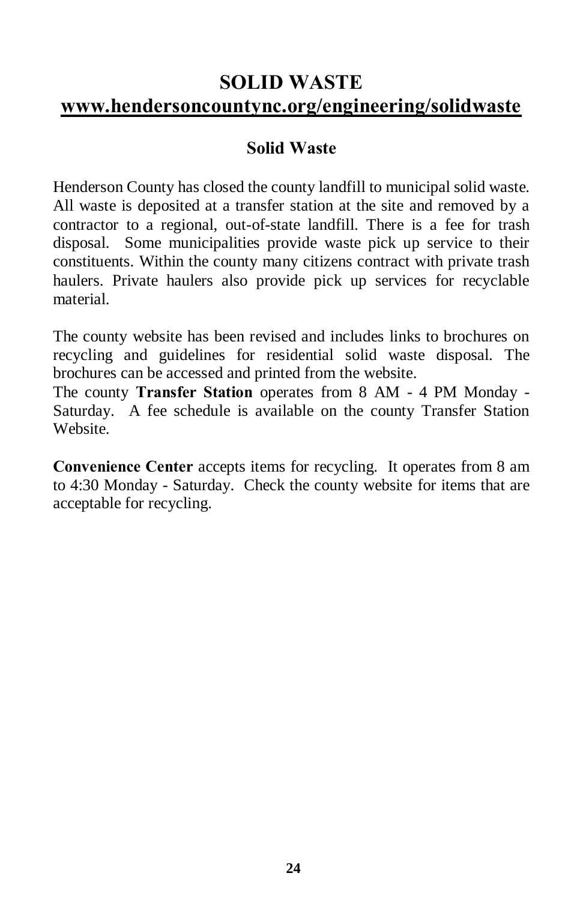# SOLID WASTE

## www.hendersoncountync.org/engineering/solidwaste

### Solid Waste

Henderson County has closed the county landfill to municipal solid waste. All waste is deposited at a transfer station at the site and removed by a contractor to a regional, out-of-state landfill. There is a fee for trash disposal. Some municipalities provide waste pick up service to their constituents. Within the county many citizens contract with private trash haulers. Private haulers also provide pick up services for recyclable material.

The county website has been revised and includes links to brochures on recycling and guidelines for residential solid waste disposal. The brochures can be accessed and printed from the website.
The county **Transfer Station** operates from 8 AM - 4 PM Monday - Saturday. A fee schedule is available on the county Transfer Station Website.

**Convenience Center** accepts items for recycling. It operates from 8 am to 4:30 Monday - Saturday. Check the county website for items that are acceptable for recycling.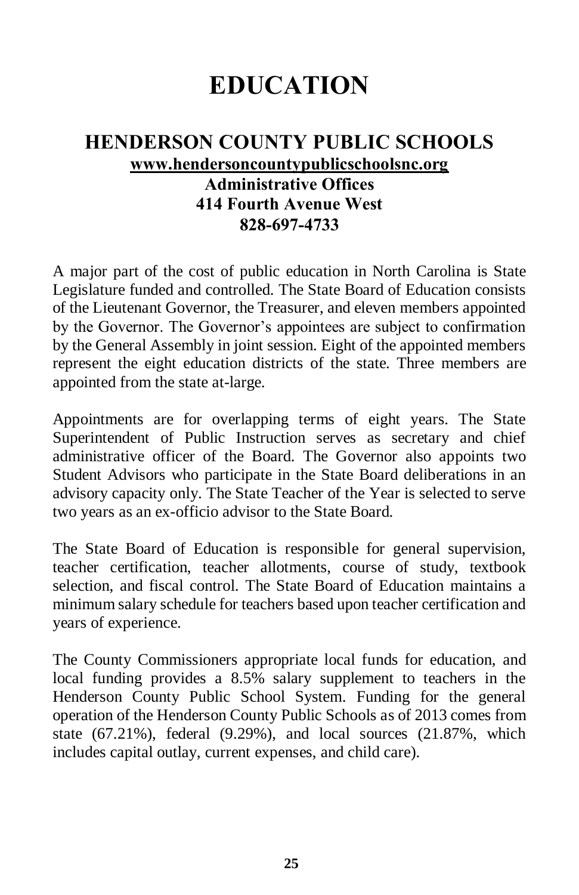# EDUCATION

## HENDERSON COUNTY PUBLIC SCHOOLS

**www.hendersoncountypublicschoolsnc.org**
**Administrative Offices**
**414 Fourth Avenue West**
**828-697-4733**

A major part of the cost of public education in North Carolina is State Legislature funded and controlled. The State Board of Education consists of the Lieutenant Governor, the Treasurer, and eleven members appointed by the Governor. The Governor's appointees are subject to confirmation by the General Assembly in joint session. Eight of the appointed members represent the eight education districts of the state. Three members are appointed from the state at-large.

Appointments are for overlapping terms of eight years. The State Superintendent of Public Instruction serves as secretary and chief administrative officer of the Board. The Governor also appoints two Student Advisors who participate in the State Board deliberations in an advisory capacity only. The State Teacher of the Year is selected to serve two years as an ex-officio advisor to the State Board.

The State Board of Education is responsible for general supervision, teacher certification, teacher allotments, course of study, textbook selection, and fiscal control. The State Board of Education maintains a minimum salary schedule for teachers based upon teacher certification and years of experience.

The County Commissioners appropriate local funds for education, and local funding provides a 8.5% salary supplement to teachers in the Henderson County Public School System. Funding for the general operation of the Henderson County Public Schools as of 2013 comes from state (67.21%), federal (9.29%), and local sources (21.87%, which includes capital outlay, current expenses, and child care).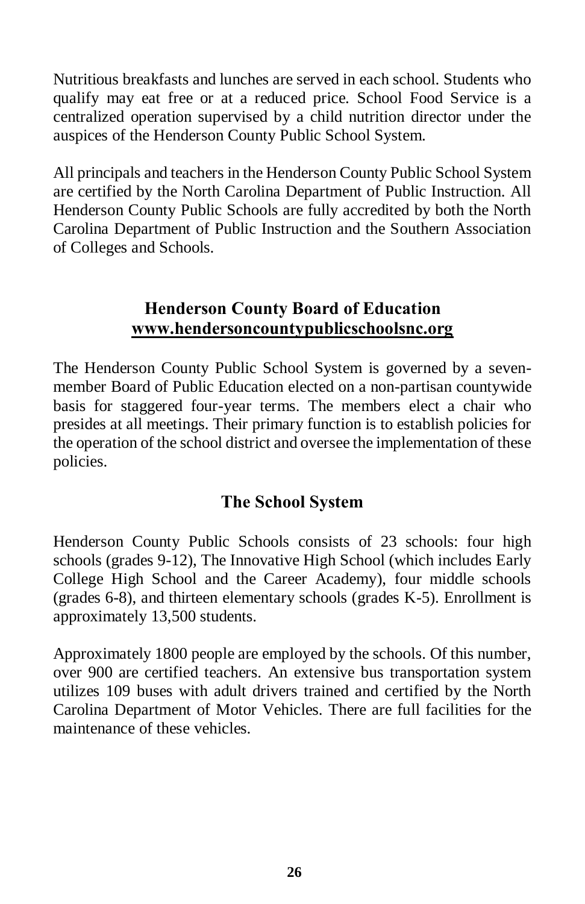Nutritious breakfasts and lunches are served in each school. Students who qualify may eat free or at a reduced price. School Food Service is a centralized operation supervised by a child nutrition director under the auspices of the Henderson County Public School System.

All principals and teachers in the Henderson County Public School System are certified by the North Carolina Department of Public Instruction. All Henderson County Public Schools are fully accredited by both the North Carolina Department of Public Instruction and the Southern Association of Colleges and Schools.

## Henderson County Board of Education
**www.hendersoncountypublicschoolsnc.org**

The Henderson County Public School System is governed by a seven-member Board of Public Education elected on a non-partisan countywide basis for staggered four-year terms. The members elect a chair who presides at all meetings. Their primary function is to establish policies for the operation of the school district and oversee the implementation of these policies.

## The School System

Henderson County Public Schools consists of 23 schools: four high schools (grades 9-12), The Innovative High School (which includes Early College High School and the Career Academy), four middle schools (grades 6-8), and thirteen elementary schools (grades K-5). Enrollment is approximately 13,500 students.

Approximately 1800 people are employed by the schools. Of this number, over 900 are certified teachers. An extensive bus transportation system utilizes 109 buses with adult drivers trained and certified by the North Carolina Department of Motor Vehicles. There are full facilities for the maintenance of these vehicles.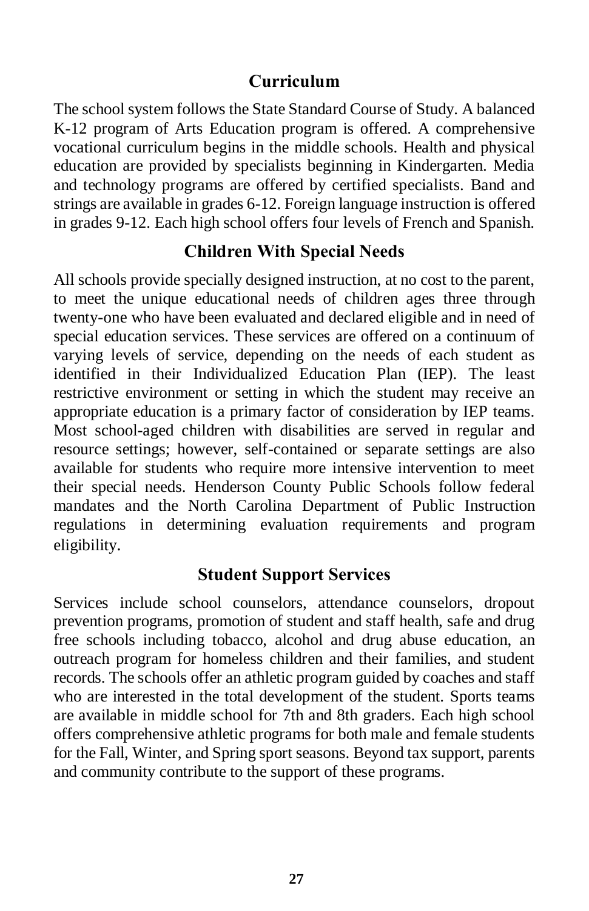## Curriculum

The school system follows the State Standard Course of Study. A balanced K-12 program of Arts Education program is offered. A comprehensive vocational curriculum begins in the middle schools. Health and physical education are provided by specialists beginning in Kindergarten. Media and technology programs are offered by certified specialists. Band and strings are available in grades 6-12. Foreign language instruction is offered in grades 9-12. Each high school offers four levels of French and Spanish.

## Children With Special Needs

All schools provide specially designed instruction, at no cost to the parent, to meet the unique educational needs of children ages three through twenty-one who have been evaluated and declared eligible and in need of special education services. These services are offered on a continuum of varying levels of service, depending on the needs of each student as identified in their Individualized Education Plan (IEP). The least restrictive environment or setting in which the student may receive an appropriate education is a primary factor of consideration by IEP teams. Most school-aged children with disabilities are served in regular and resource settings; however, self-contained or separate settings are also available for students who require more intensive intervention to meet their special needs. Henderson County Public Schools follow federal mandates and the North Carolina Department of Public Instruction regulations in determining evaluation requirements and program eligibility.

## Student Support Services

Services include school counselors, attendance counselors, dropout prevention programs, promotion of student and staff health, safe and drug free schools including tobacco, alcohol and drug abuse education, an outreach program for homeless children and their families, and student records. The schools offer an athletic program guided by coaches and staff who are interested in the total development of the student. Sports teams are available in middle school for 7th and 8th graders. Each high school offers comprehensive athletic programs for both male and female students for the Fall, Winter, and Spring sport seasons. Beyond tax support, parents and community contribute to the support of these programs.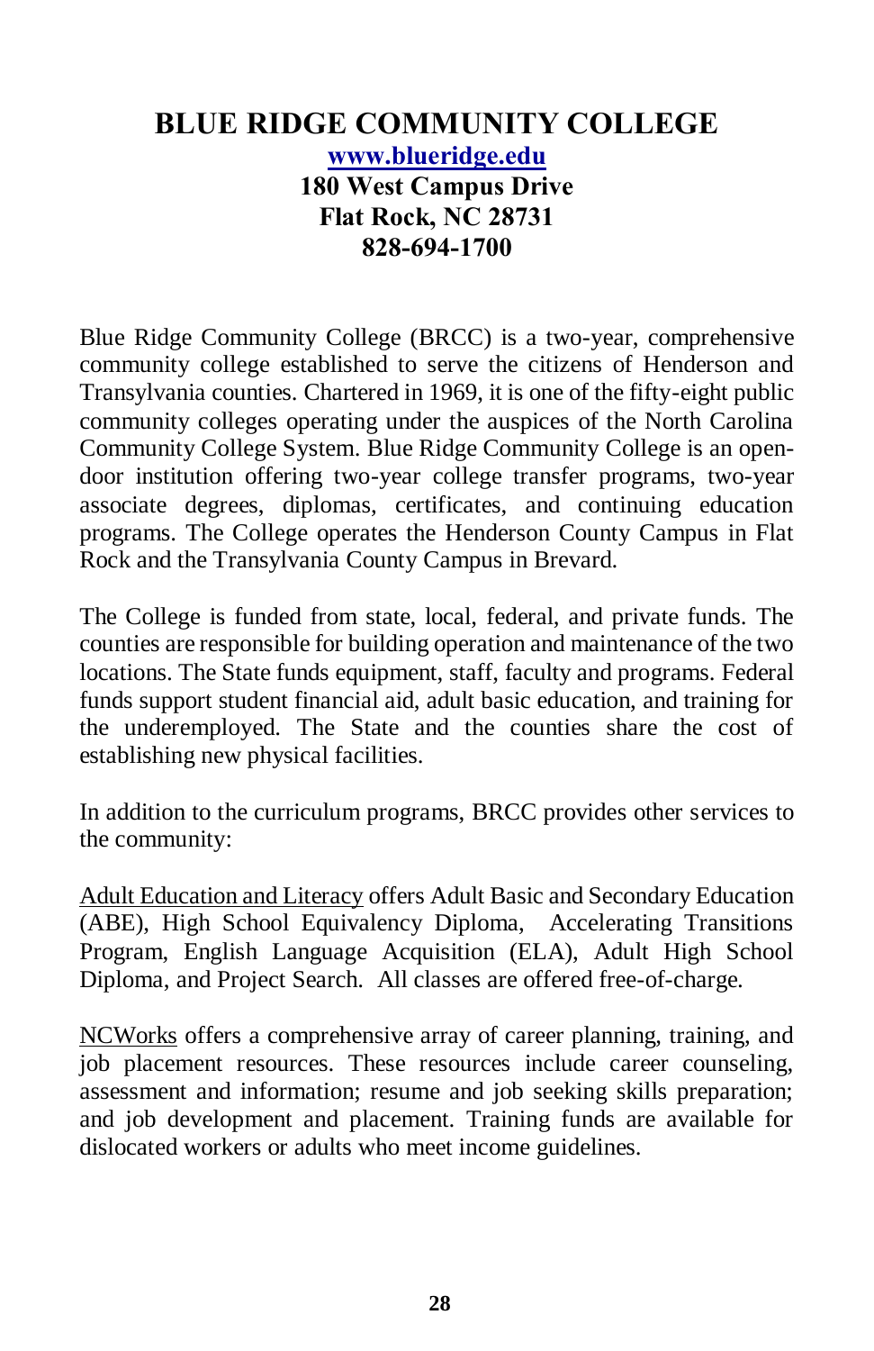# BLUE RIDGE COMMUNITY COLLEGE

**[www.blueridge.edu](http://www.blueridge.edu)**
**180 West Campus Drive**
**Flat Rock, NC 28731**
**828-694-1700**

Blue Ridge Community College (BRCC) is a two-year, comprehensive community college established to serve the citizens of Henderson and Transylvania counties. Chartered in 1969, it is one of the fifty-eight public community colleges operating under the auspices of the North Carolina Community College System. Blue Ridge Community College is an open-door institution offering two-year college transfer programs, two-year associate degrees, diplomas, certificates, and continuing education programs. The College operates the Henderson County Campus in Flat Rock and the Transylvania County Campus in Brevard.

The College is funded from state, local, federal, and private funds. The counties are responsible for building operation and maintenance of the two locations. The State funds equipment, staff, faculty and programs. Federal funds support student financial aid, adult basic education, and training for the underemployed. The State and the counties share the cost of establishing new physical facilities.

In addition to the curriculum programs, BRCC provides other services to the community:

Adult Education and Literacy offers Adult Basic and Secondary Education (ABE), High School Equivalency Diploma, Accelerating Transitions Program, English Language Acquisition (ELA), Adult High School Diploma, and Project Search. All classes are offered free-of-charge.

NCWorks offers a comprehensive array of career planning, training, and job placement resources. These resources include career counseling, assessment and information; resume and job seeking skills preparation; and job development and placement. Training funds are available for dislocated workers or adults who meet income guidelines.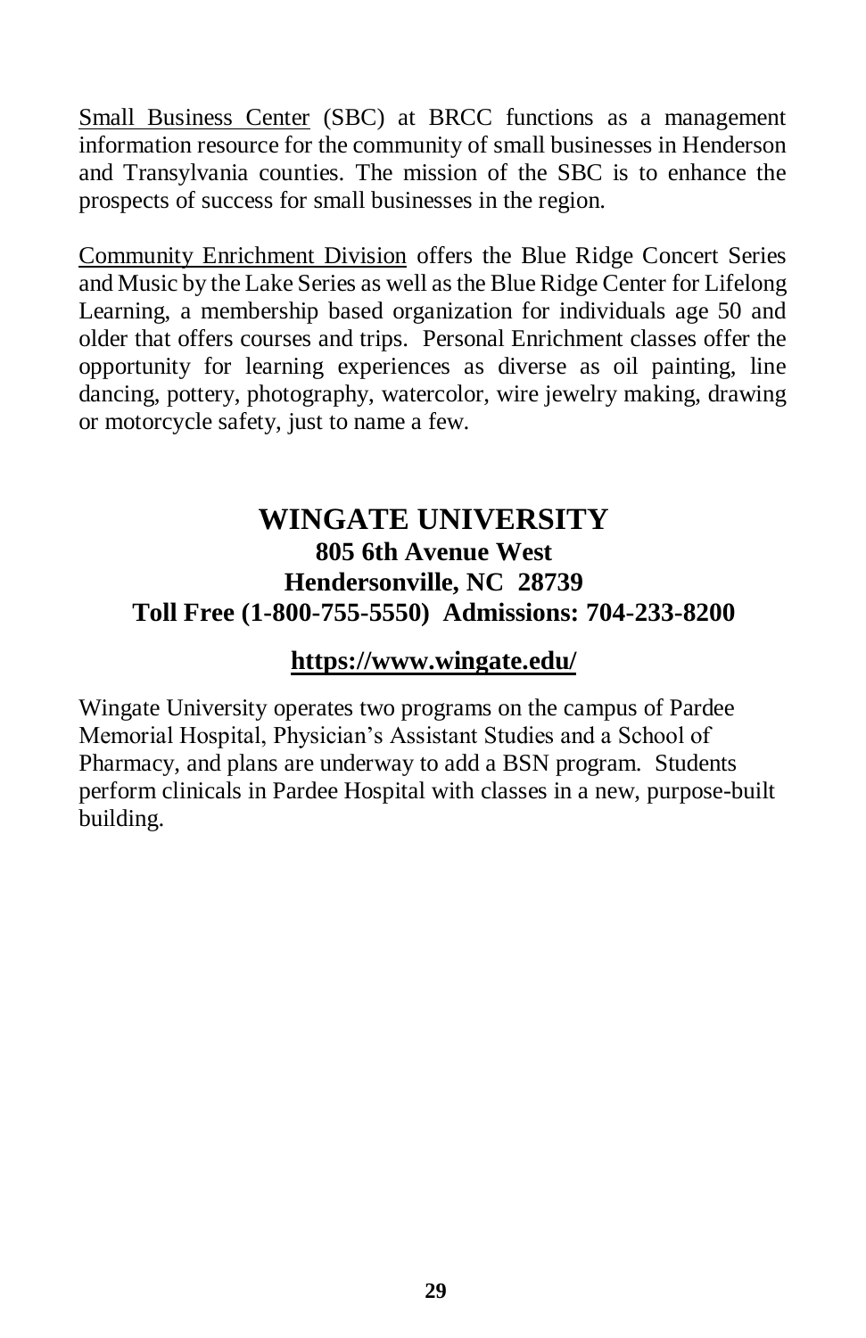Small Business Center (SBC) at BRCC functions as a management information resource for the community of small businesses in Henderson and Transylvania counties. The mission of the SBC is to enhance the prospects of success for small businesses in the region.

Community Enrichment Division offers the Blue Ridge Concert Series and Music by the Lake Series as well as the Blue Ridge Center for Lifelong Learning, a membership based organization for individuals age 50 and older that offers courses and trips. Personal Enrichment classes offer the opportunity for learning experiences as diverse as oil painting, line dancing, pottery, photography, watercolor, wire jewelry making, drawing or motorcycle safety, just to name a few.

## WINGATE UNIVERSITY

**805 6th Avenue West**
**Hendersonville, NC 28739**
**Toll Free (1-800-755-5550) Admissions: 704-233-8200**

**https://www.wingate.edu/**

Wingate University operates two programs on the campus of Pardee Memorial Hospital, Physician's Assistant Studies and a School of Pharmacy, and plans are underway to add a BSN program. Students perform clinicals in Pardee Hospital with classes in a new, purpose-built building.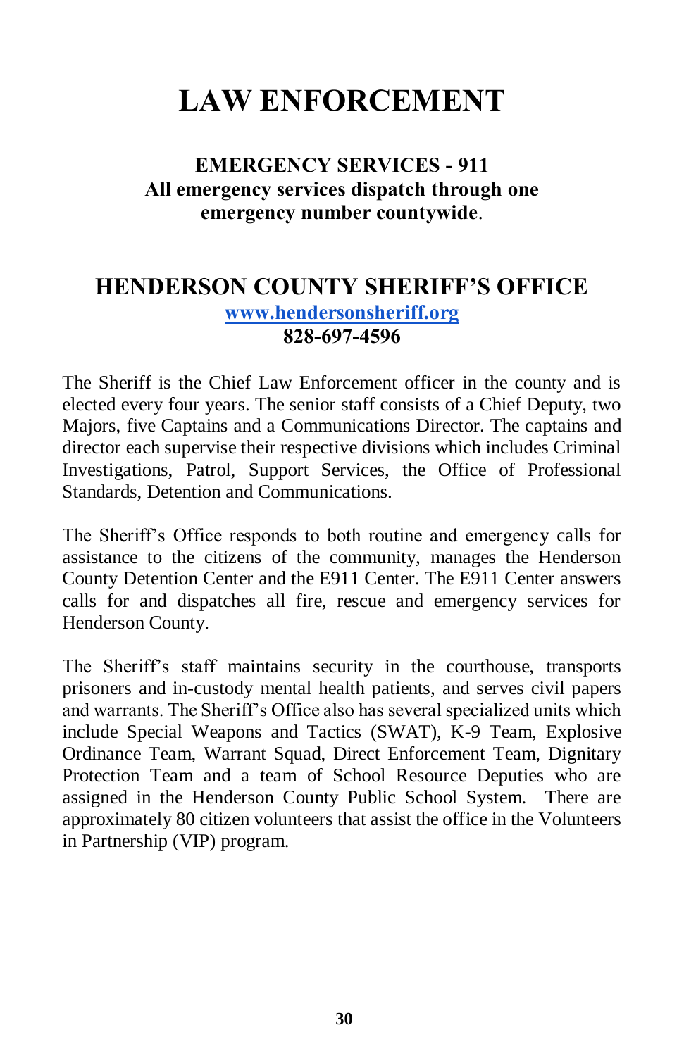# LAW ENFORCEMENT

**EMERGENCY SERVICES - 911**
**All emergency services dispatch through one emergency number countywide.**

## HENDERSON COUNTY SHERIFF'S OFFICE

**www.hendersonsheriff.org**
**828-697-4596**

The Sheriff is the Chief Law Enforcement officer in the county and is elected every four years. The senior staff consists of a Chief Deputy, two Majors, five Captains and a Communications Director. The captains and director each supervise their respective divisions which includes Criminal Investigations, Patrol, Support Services, the Office of Professional Standards, Detention and Communications.

The Sheriff's Office responds to both routine and emergency calls for assistance to the citizens of the community, manages the Henderson County Detention Center and the E911 Center. The E911 Center answers calls for and dispatches all fire, rescue and emergency services for Henderson County.

The Sheriff's staff maintains security in the courthouse, transports prisoners and in-custody mental health patients, and serves civil papers and warrants. The Sheriff's Office also has several specialized units which include Special Weapons and Tactics (SWAT), K-9 Team, Explosive Ordinance Team, Warrant Squad, Direct Enforcement Team, Dignitary Protection Team and a team of School Resource Deputies who are assigned in the Henderson County Public School System. There are approximately 80 citizen volunteers that assist the office in the Volunteers in Partnership (VIP) program.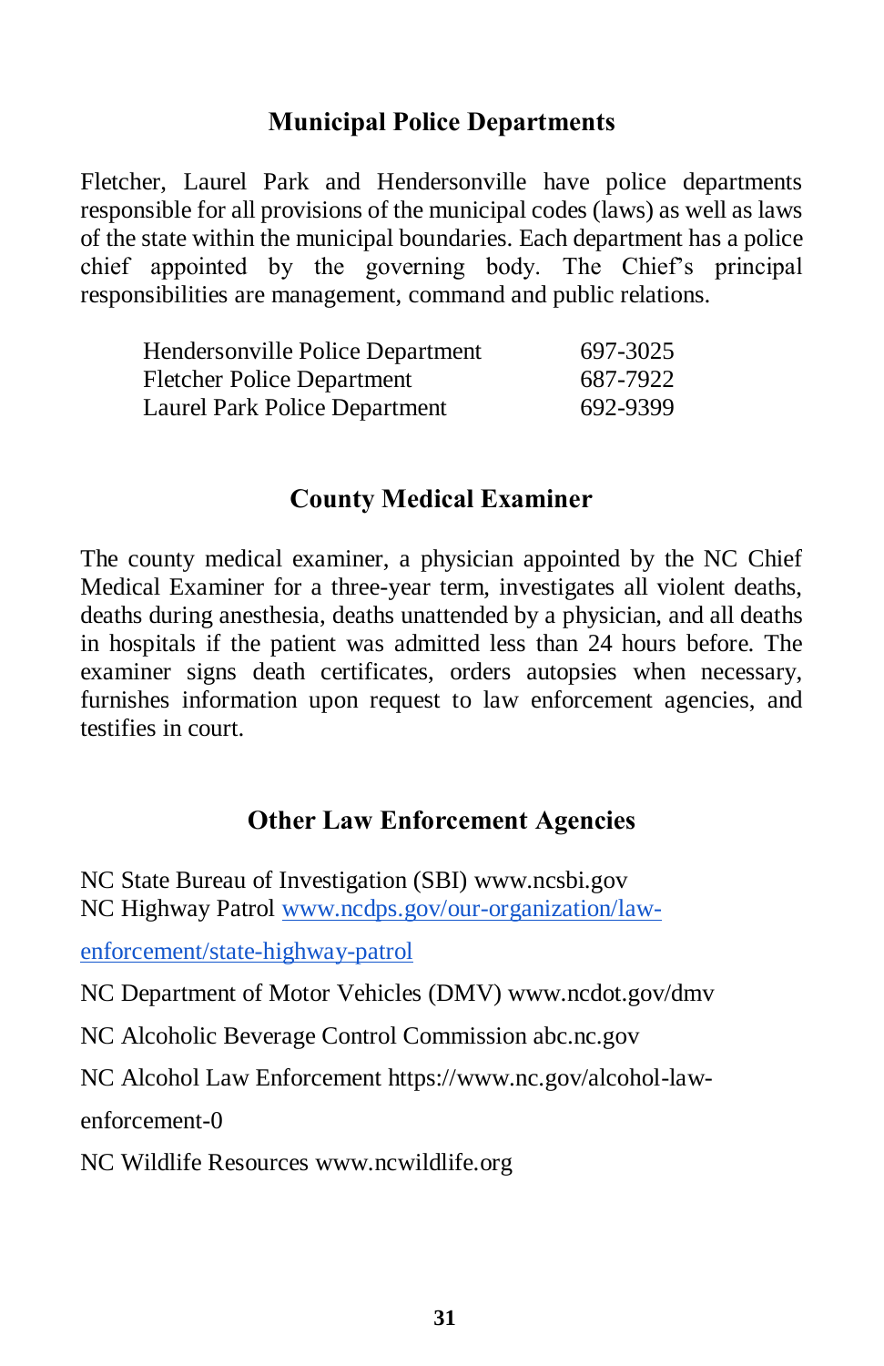## Municipal Police Departments

Fletcher, Laurel Park and Hendersonville have police departments responsible for all provisions of the municipal codes (laws) as well as laws of the state within the municipal boundaries. Each department has a police chief appointed by the governing body. The Chief's principal responsibilities are management, command and public relations.

| | |
|---|---|
| Hendersonville Police Department | 697-3025 |
| Fletcher Police Department | 687-7922 |
| Laurel Park Police Department | 692-9399 |

## County Medical Examiner

The county medical examiner, a physician appointed by the NC Chief Medical Examiner for a three-year term, investigates all violent deaths, deaths during anesthesia, deaths unattended by a physician, and all deaths in hospitals if the patient was admitted less than 24 hours before. The examiner signs death certificates, orders autopsies when necessary, furnishes information upon request to law enforcement agencies, and testifies in court.

## Other Law Enforcement Agencies

NC State Bureau of Investigation (SBI) www.ncsbi.gov
NC Highway Patrol www.ncdps.gov/our-organization/law-enforcement/state-highway-patrol

NC Department of Motor Vehicles (DMV) www.ncdot.gov/dmv

NC Alcoholic Beverage Control Commission abc.nc.gov

NC Alcohol Law Enforcement https://www.nc.gov/alcohol-law-enforcement-0

NC Wildlife Resources www.ncwildlife.org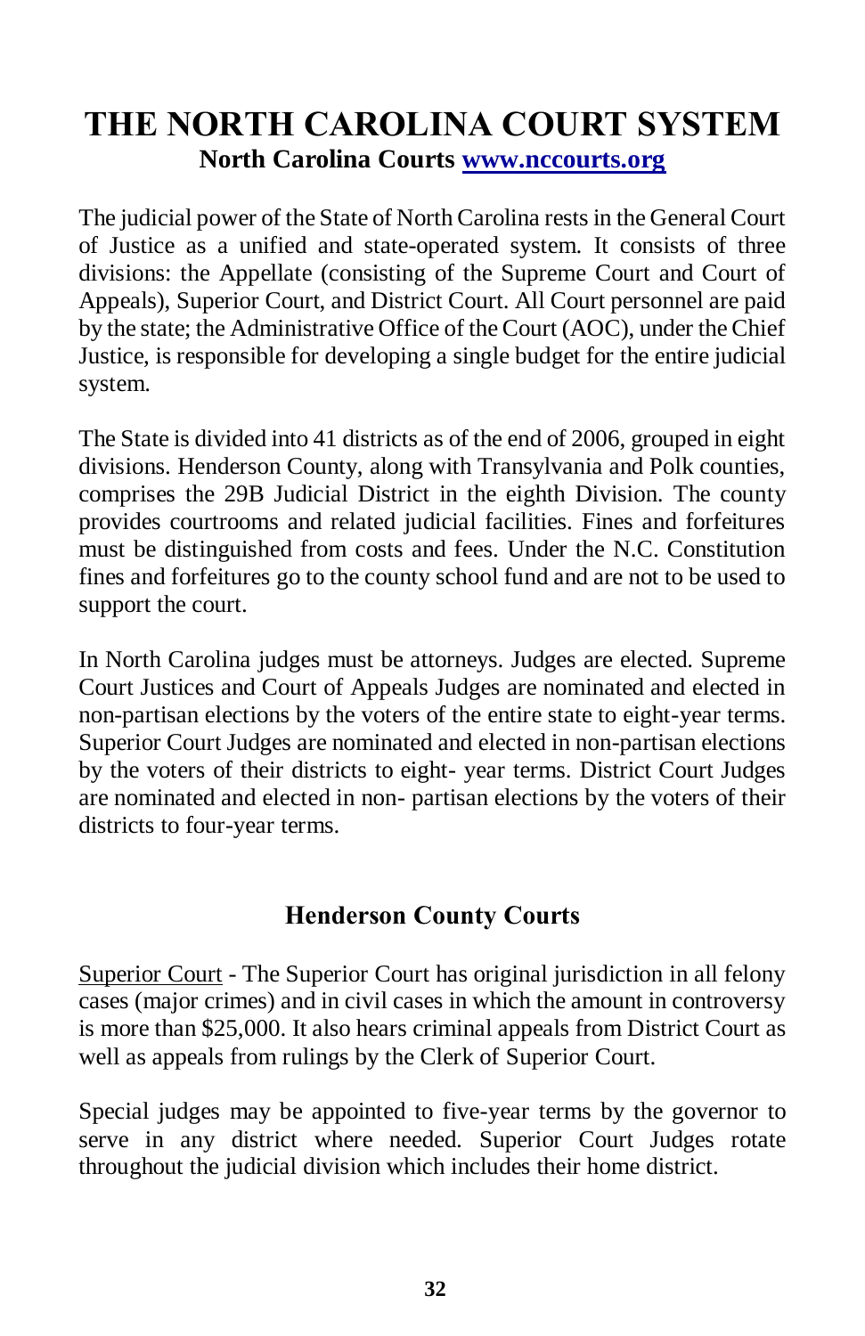# THE NORTH CAROLINA COURT SYSTEM

**North Carolina Courts [www.nccourts.org](http://www.nccourts.org)**

The judicial power of the State of North Carolina rests in the General Court of Justice as a unified and state-operated system. It consists of three divisions: the Appellate (consisting of the Supreme Court and Court of Appeals), Superior Court, and District Court. All Court personnel are paid by the state; the Administrative Office of the Court (AOC), under the Chief Justice, is responsible for developing a single budget for the entire judicial system.

The State is divided into 41 districts as of the end of 2006, grouped in eight divisions. Henderson County, along with Transylvania and Polk counties, comprises the 29B Judicial District in the eighth Division. The county provides courtrooms and related judicial facilities. Fines and forfeitures must be distinguished from costs and fees. Under the N.C. Constitution fines and forfeitures go to the county school fund and are not to be used to support the court.

In North Carolina judges must be attorneys. Judges are elected. Supreme Court Justices and Court of Appeals Judges are nominated and elected in non-partisan elections by the voters of the entire state to eight-year terms. Superior Court Judges are nominated and elected in non-partisan elections by the voters of their districts to eight- year terms. District Court Judges are nominated and elected in non- partisan elections by the voters of their districts to four-year terms.

## Henderson County Courts

Superior Court - The Superior Court has original jurisdiction in all felony cases (major crimes) and in civil cases in which the amount in controversy is more than $25,000. It also hears criminal appeals from District Court as well as appeals from rulings by the Clerk of Superior Court.

Special judges may be appointed to five-year terms by the governor to serve in any district where needed. Superior Court Judges rotate throughout the judicial division which includes their home district.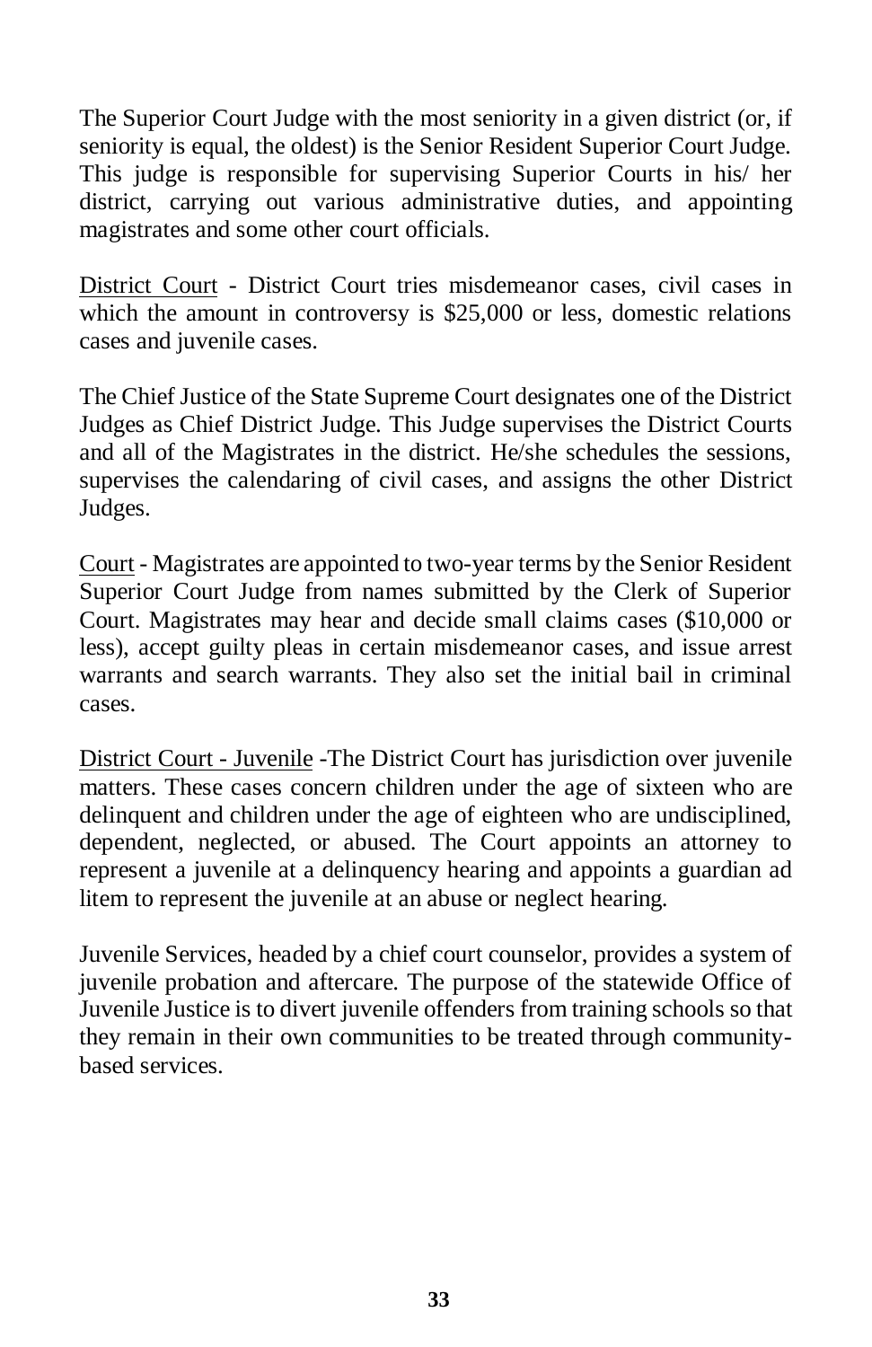The Superior Court Judge with the most seniority in a given district (or, if seniority is equal, the oldest) is the Senior Resident Superior Court Judge. This judge is responsible for supervising Superior Courts in his/ her district, carrying out various administrative duties, and appointing magistrates and some other court officials.

<u>District Court</u> - District Court tries misdemeanor cases, civil cases in which the amount in controversy is $25,000 or less, domestic relations cases and juvenile cases.

The Chief Justice of the State Supreme Court designates one of the District Judges as Chief District Judge. This Judge supervises the District Courts and all of the Magistrates in the district. He/she schedules the sessions, supervises the calendaring of civil cases, and assigns the other District Judges.

<u>Court</u> - Magistrates are appointed to two-year terms by the Senior Resident Superior Court Judge from names submitted by the Clerk of Superior Court. Magistrates may hear and decide small claims cases ($10,000 or less), accept guilty pleas in certain misdemeanor cases, and issue arrest warrants and search warrants. They also set the initial bail in criminal cases.

<u>District Court - Juvenile</u> -The District Court has jurisdiction over juvenile matters. These cases concern children under the age of sixteen who are delinquent and children under the age of eighteen who are undisciplined, dependent, neglected, or abused. The Court appoints an attorney to represent a juvenile at a delinquency hearing and appoints a guardian ad litem to represent the juvenile at an abuse or neglect hearing.

Juvenile Services, headed by a chief court counselor, provides a system of juvenile probation and aftercare. The purpose of the statewide Office of Juvenile Justice is to divert juvenile offenders from training schools so that they remain in their own communities to be treated through community-based services.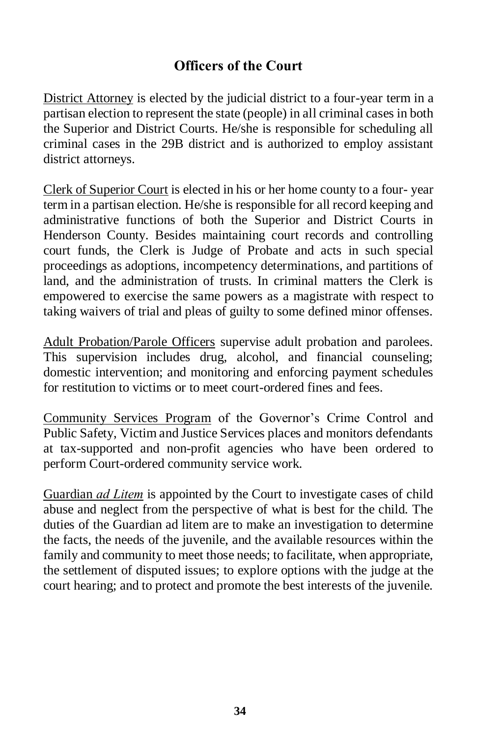## Officers of the Court

District Attorney is elected by the judicial district to a four-year term in a partisan election to represent the state (people) in all criminal cases in both the Superior and District Courts. He/she is responsible for scheduling all criminal cases in the 29B district and is authorized to employ assistant district attorneys.

Clerk of Superior Court is elected in his or her home county to a four- year term in a partisan election. He/she is responsible for all record keeping and administrative functions of both the Superior and District Courts in Henderson County. Besides maintaining court records and controlling court funds, the Clerk is Judge of Probate and acts in such special proceedings as adoptions, incompetency determinations, and partitions of land, and the administration of trusts. In criminal matters the Clerk is empowered to exercise the same powers as a magistrate with respect to taking waivers of trial and pleas of guilty to some defined minor offenses.

Adult Probation/Parole Officers supervise adult probation and parolees. This supervision includes drug, alcohol, and financial counseling; domestic intervention; and monitoring and enforcing payment schedules for restitution to victims or to meet court-ordered fines and fees.

Community Services Program of the Governor's Crime Control and Public Safety, Victim and Justice Services places and monitors defendants at tax-supported and non-profit agencies who have been ordered to perform Court-ordered community service work.

Guardian *ad Litem* is appointed by the Court to investigate cases of child abuse and neglect from the perspective of what is best for the child. The duties of the Guardian ad litem are to make an investigation to determine the facts, the needs of the juvenile, and the available resources within the family and community to meet those needs; to facilitate, when appropriate, the settlement of disputed issues; to explore options with the judge at the court hearing; and to protect and promote the best interests of the juvenile.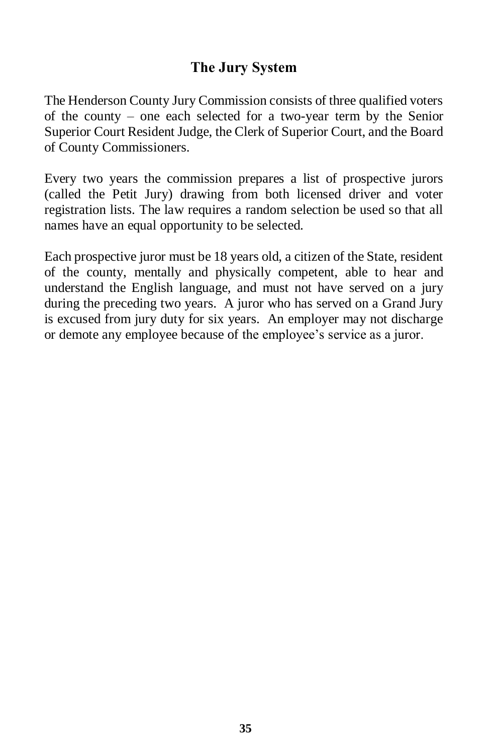## The Jury System

The Henderson County Jury Commission consists of three qualified voters of the county – one each selected for a two-year term by the Senior Superior Court Resident Judge, the Clerk of Superior Court, and the Board of County Commissioners.

Every two years the commission prepares a list of prospective jurors (called the Petit Jury) drawing from both licensed driver and voter registration lists. The law requires a random selection be used so that all names have an equal opportunity to be selected.

Each prospective juror must be 18 years old, a citizen of the State, resident of the county, mentally and physically competent, able to hear and understand the English language, and must not have served on a jury during the preceding two years. A juror who has served on a Grand Jury is excused from jury duty for six years. An employer may not discharge or demote any employee because of the employee's service as a juror.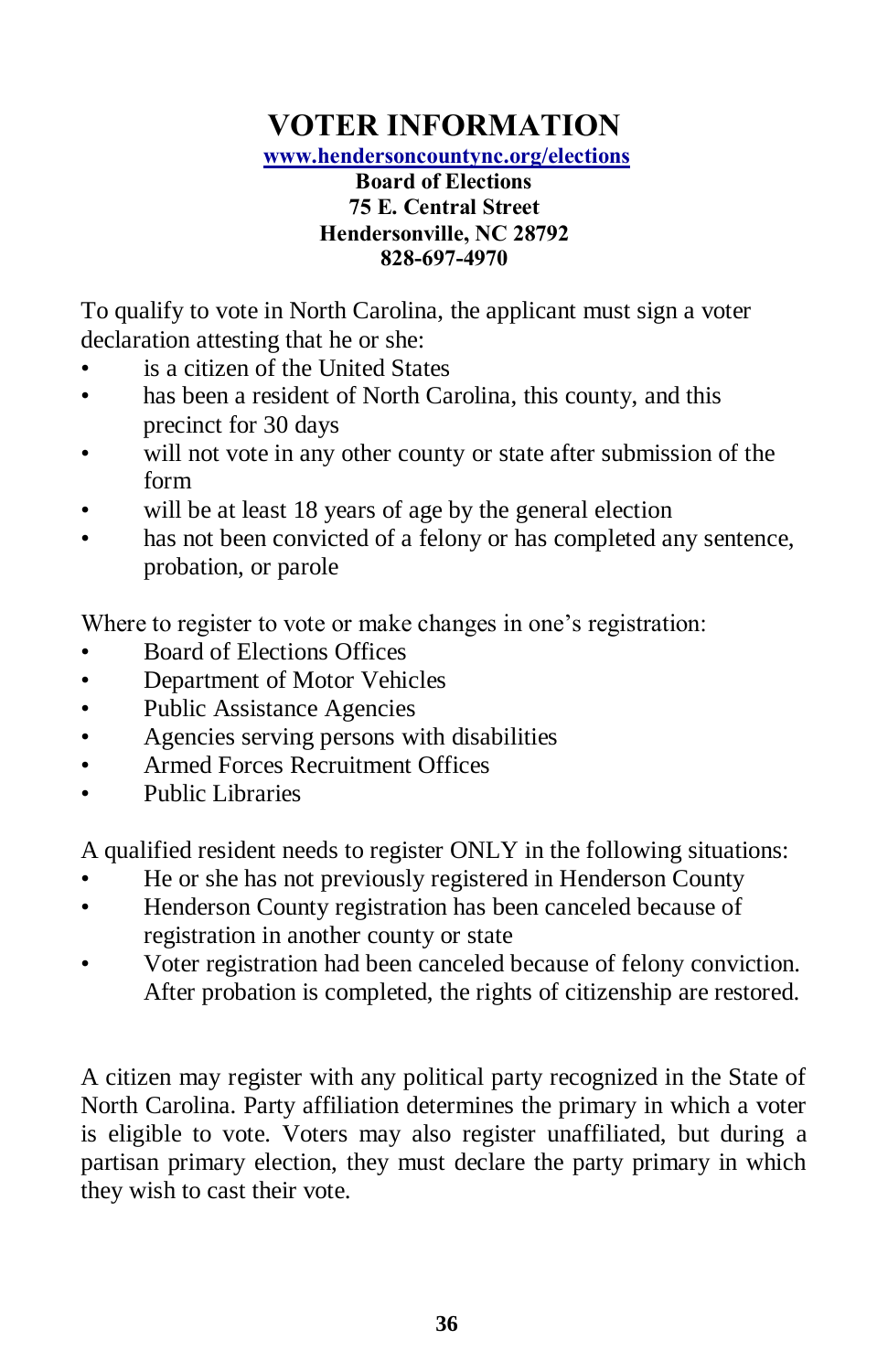# VOTER INFORMATION

**[www.hendersoncountync.org/elections](http://www.hendersoncountync.org/elections)**
**Board of Elections**
**75 E. Central Street**
**Hendersonville, NC 28792**
**828-697-4970**

To qualify to vote in North Carolina, the applicant must sign a voter declaration attesting that he or she:

- is a citizen of the United States
- has been a resident of North Carolina, this county, and this precinct for 30 days
- will not vote in any other county or state after submission of the form
- will be at least 18 years of age by the general election
- has not been convicted of a felony or has completed any sentence, probation, or parole

Where to register to vote or make changes in one's registration:

- Board of Elections Offices
- Department of Motor Vehicles
- Public Assistance Agencies
- Agencies serving persons with disabilities
- Armed Forces Recruitment Offices
- Public Libraries

A qualified resident needs to register ONLY in the following situations:

- He or she has not previously registered in Henderson County
- Henderson County registration has been canceled because of registration in another county or state
- Voter registration had been canceled because of felony conviction. After probation is completed, the rights of citizenship are restored.

A citizen may register with any political party recognized in the State of North Carolina. Party affiliation determines the primary in which a voter is eligible to vote. Voters may also register unaffiliated, but during a partisan primary election, they must declare the party primary in which they wish to cast their vote.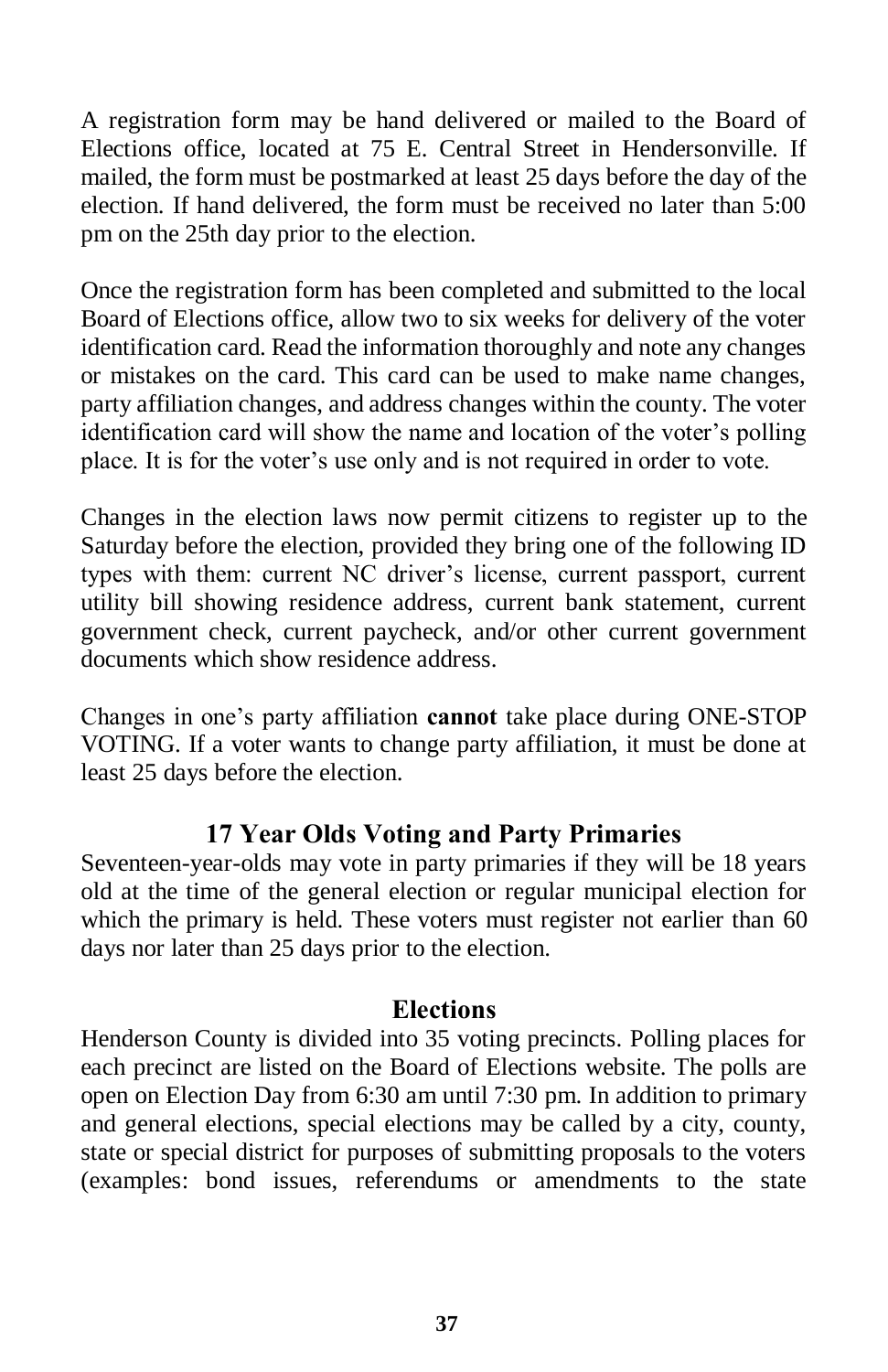A registration form may be hand delivered or mailed to the Board of Elections office, located at 75 E. Central Street in Hendersonville. If mailed, the form must be postmarked at least 25 days before the day of the election. If hand delivered, the form must be received no later than 5:00 pm on the 25th day prior to the election.

Once the registration form has been completed and submitted to the local Board of Elections office, allow two to six weeks for delivery of the voter identification card. Read the information thoroughly and note any changes or mistakes on the card. This card can be used to make name changes, party affiliation changes, and address changes within the county. The voter identification card will show the name and location of the voter's polling place. It is for the voter's use only and is not required in order to vote.

Changes in the election laws now permit citizens to register up to the Saturday before the election, provided they bring one of the following ID types with them: current NC driver's license, current passport, current utility bill showing residence address, current bank statement, current government check, current paycheck, and/or other current government documents which show residence address.

Changes in one's party affiliation **cannot** take place during ONE-STOP VOTING. If a voter wants to change party affiliation, it must be done at least 25 days before the election.

## 17 Year Olds Voting and Party Primaries

Seventeen-year-olds may vote in party primaries if they will be 18 years old at the time of the general election or regular municipal election for which the primary is held. These voters must register not earlier than 60 days nor later than 25 days prior to the election.

## Elections

Henderson County is divided into 35 voting precincts. Polling places for each precinct are listed on the Board of Elections website. The polls are open on Election Day from 6:30 am until 7:30 pm. In addition to primary and general elections, special elections may be called by a city, county, state or special district for purposes of submitting proposals to the voters (examples: bond issues, referendums or amendments to the state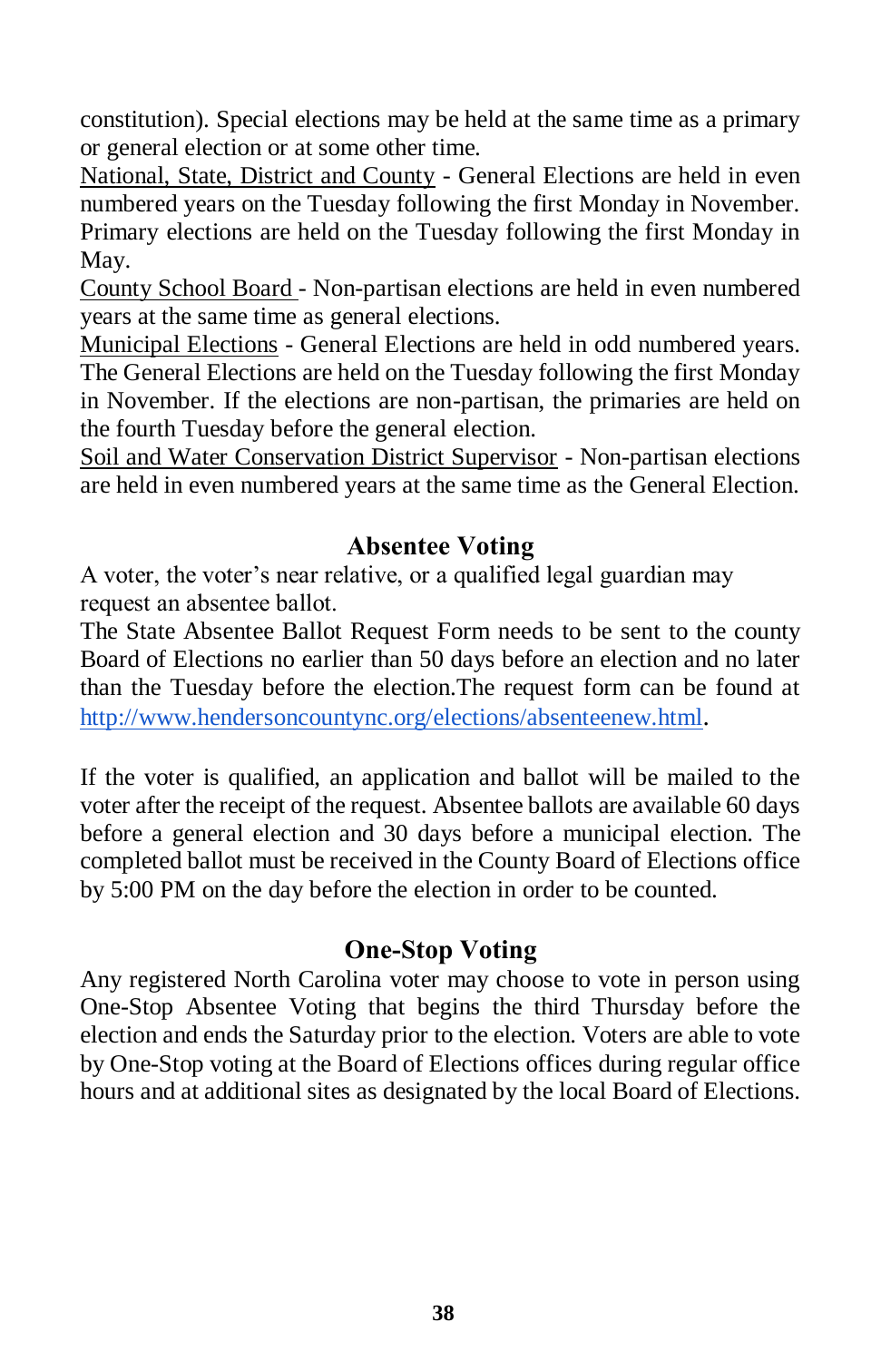constitution). Special elections may be held at the same time as a primary or general election or at some other time.

National, State, District and County - General Elections are held in even numbered years on the Tuesday following the first Monday in November. Primary elections are held on the Tuesday following the first Monday in May.

County School Board - Non-partisan elections are held in even numbered years at the same time as general elections.

Municipal Elections - General Elections are held in odd numbered years. The General Elections are held on the Tuesday following the first Monday in November. If the elections are non-partisan, the primaries are held on the fourth Tuesday before the general election.

Soil and Water Conservation District Supervisor - Non-partisan elections are held in even numbered years at the same time as the General Election.

## Absentee Voting

A voter, the voter's near relative, or a qualified legal guardian may request an absentee ballot.

The State Absentee Ballot Request Form needs to be sent to the county Board of Elections no earlier than 50 days before an election and no later than the Tuesday before the election.The request form can be found at http://www.hendersoncountync.org/elections/absenteenew.html.

If the voter is qualified, an application and ballot will be mailed to the voter after the receipt of the request. Absentee ballots are available 60 days before a general election and 30 days before a municipal election. The completed ballot must be received in the County Board of Elections office by 5:00 PM on the day before the election in order to be counted.

## One-Stop Voting

Any registered North Carolina voter may choose to vote in person using One-Stop Absentee Voting that begins the third Thursday before the election and ends the Saturday prior to the election. Voters are able to vote by One-Stop voting at the Board of Elections offices during regular office hours and at additional sites as designated by the local Board of Elections.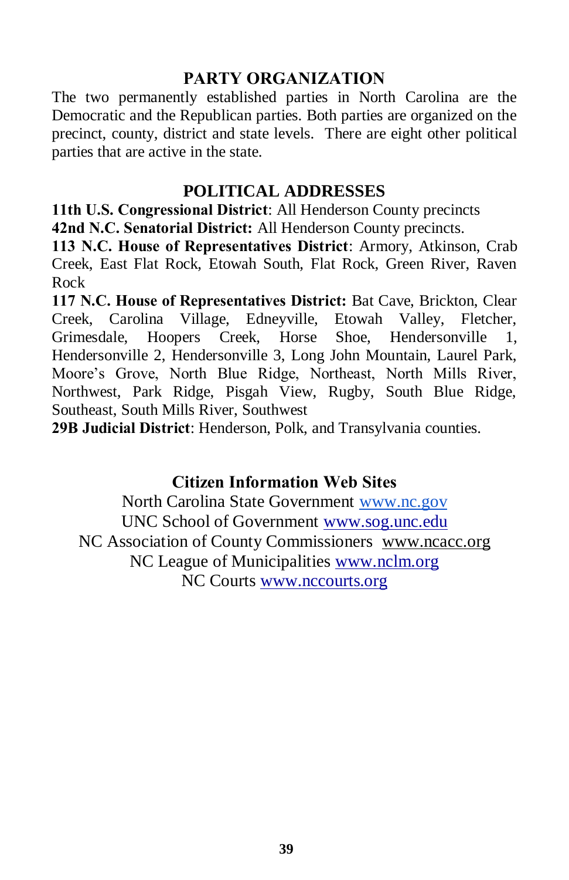## PARTY ORGANIZATION

The two permanently established parties in North Carolina are the Democratic and the Republican parties. Both parties are organized on the precinct, county, district and state levels. There are eight other political parties that are active in the state.

## POLITICAL ADDRESSES

**11th U.S. Congressional District**: All Henderson County precincts
**42nd N.C. Senatorial District:** All Henderson County precincts.
**113 N.C. House of Representatives District**: Armory, Atkinson, Crab Creek, East Flat Rock, Etowah South, Flat Rock, Green River, Raven Rock
**117 N.C. House of Representatives District:** Bat Cave, Brickton, Clear Creek, Carolina Village, Edneyville, Etowah Valley, Fletcher, Grimesdale, Hoopers Creek, Horse Shoe, Hendersonville 1, Hendersonville 2, Hendersonville 3, Long John Mountain, Laurel Park, Moore's Grove, North Blue Ridge, Northeast, North Mills River, Northwest, Park Ridge, Pisgah View, Rugby, South Blue Ridge, Southeast, South Mills River, Southwest
**29B Judicial District**: Henderson, Polk, and Transylvania counties.

### Citizen Information Web Sites

North Carolina State Government www.nc.gov
UNC School of Government www.sog.unc.edu
NC Association of County Commissioners www.ncacc.org
NC League of Municipalities www.nclm.org
NC Courts www.nccourts.org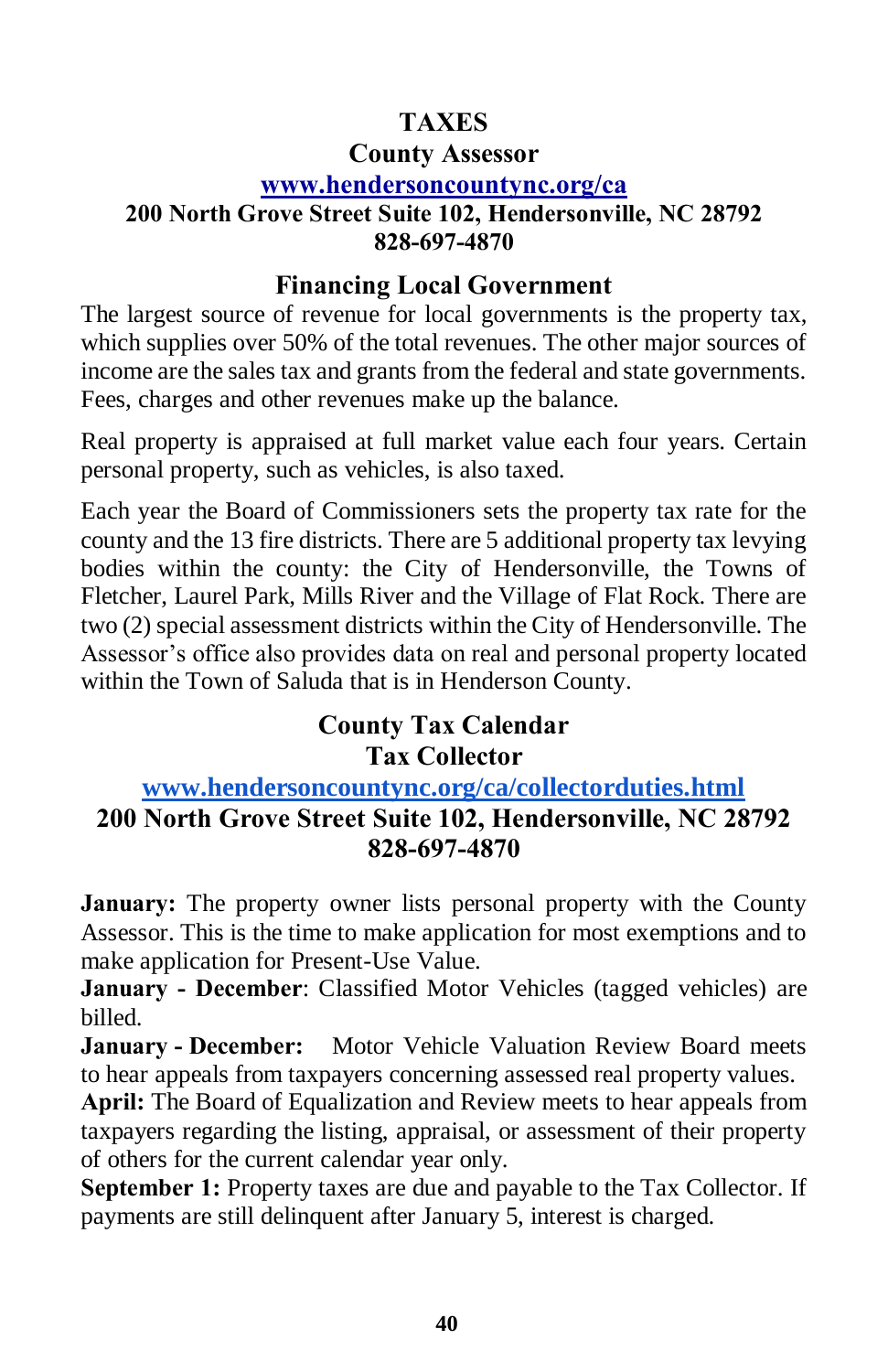# TAXES

## County Assessor

**www.hendersoncountync.org/ca**

**200 North Grove Street Suite 102, Hendersonville, NC 28792**

**828-697-4870**

## Financing Local Government

The largest source of revenue for local governments is the property tax, which supplies over 50% of the total revenues. The other major sources of income are the sales tax and grants from the federal and state governments. Fees, charges and other revenues make up the balance.

Real property is appraised at full market value each four years. Certain personal property, such as vehicles, is also taxed.

Each year the Board of Commissioners sets the property tax rate for the county and the 13 fire districts. There are 5 additional property tax levying bodies within the county: the City of Hendersonville, the Towns of Fletcher, Laurel Park, Mills River and the Village of Flat Rock. There are two (2) special assessment districts within the City of Hendersonville. The Assessor's office also provides data on real and personal property located within the Town of Saluda that is in Henderson County.

## County Tax Calendar

## Tax Collector

**www.hendersoncountync.org/ca/collectorduties.html**

**200 North Grove Street Suite 102, Hendersonville, NC 28792**

**828-697-4870**

**January:** The property owner lists personal property with the County Assessor. This is the time to make application for most exemptions and to make application for Present-Use Value.

**January - December**: Classified Motor Vehicles (tagged vehicles) are billed.

**January - December:** Motor Vehicle Valuation Review Board meets to hear appeals from taxpayers concerning assessed real property values.

**April:** The Board of Equalization and Review meets to hear appeals from taxpayers regarding the listing, appraisal, or assessment of their property of others for the current calendar year only.

**September 1:** Property taxes are due and payable to the Tax Collector. If payments are still delinquent after January 5, interest is charged.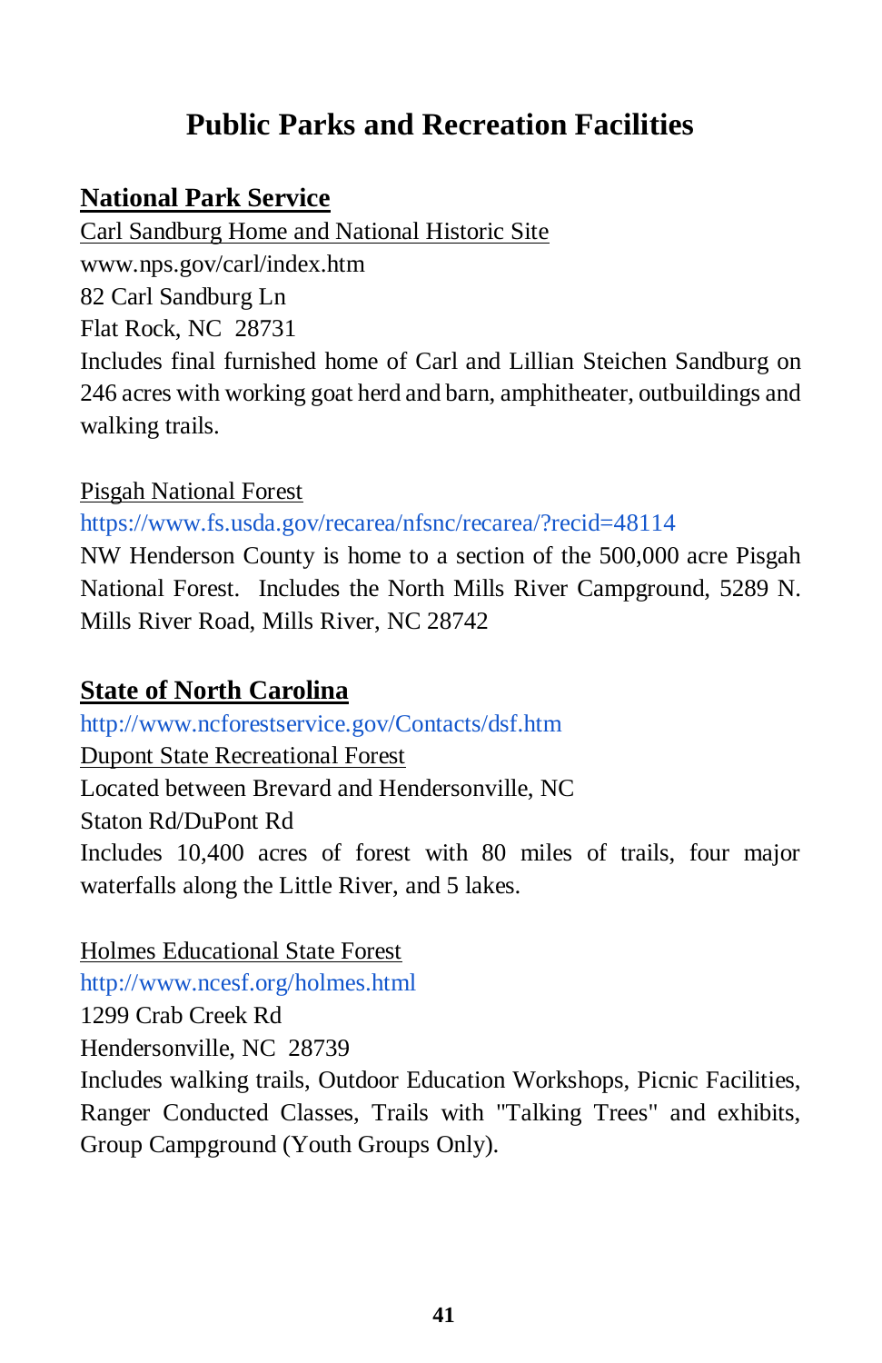# Public Parks and Recreation Facilities

## National Park Service

Carl Sandburg Home and National Historic Site
www.nps.gov/carl/index.htm
82 Carl Sandburg Ln
Flat Rock, NC 28731
Includes final furnished home of Carl and Lillian Steichen Sandburg on 246 acres with working goat herd and barn, amphitheater, outbuildings and walking trails.

Pisgah National Forest
https://www.fs.usda.gov/recarea/nfsnc/recarea/?recid=48114
NW Henderson County is home to a section of the 500,000 acre Pisgah National Forest. Includes the North Mills River Campground, 5289 N. Mills River Road, Mills River, NC 28742

## State of North Carolina

http://www.ncforestservice.gov/Contacts/dsf.htm
Dupont State Recreational Forest
Located between Brevard and Hendersonville, NC
Staton Rd/DuPont Rd
Includes 10,400 acres of forest with 80 miles of trails, four major waterfalls along the Little River, and 5 lakes.

Holmes Educational State Forest
http://www.ncesf.org/holmes.html
1299 Crab Creek Rd
Hendersonville, NC 28739
Includes walking trails, Outdoor Education Workshops, Picnic Facilities, Ranger Conducted Classes, Trails with "Talking Trees" and exhibits, Group Campground (Youth Groups Only).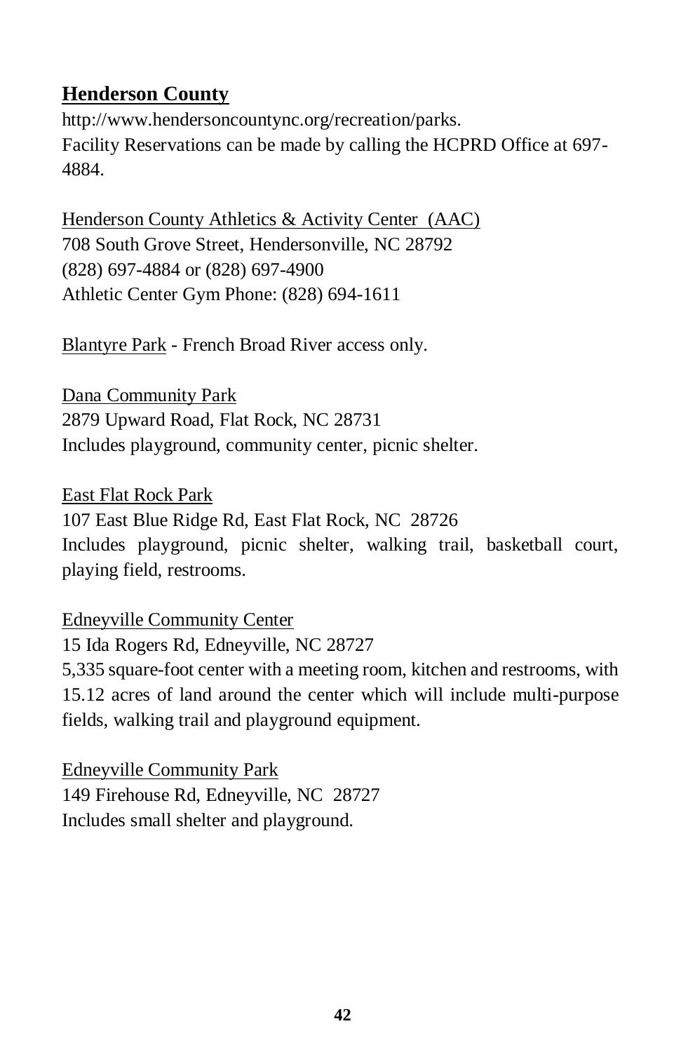## **Henderson County**

http://www.hendersoncountync.org/recreation/parks.
Facility Reservations can be made by calling the HCPRD Office at 697-4884.

Henderson County Athletics & Activity Center (AAC)
708 South Grove Street, Hendersonville, NC 28792
(828) 697-4884 or (828) 697-4900
Athletic Center Gym Phone: (828) 694-1611

Blantyre Park - French Broad River access only.

Dana Community Park
2879 Upward Road, Flat Rock, NC 28731
Includes playground, community center, picnic shelter.

East Flat Rock Park
107 East Blue Ridge Rd, East Flat Rock, NC 28726
Includes playground, picnic shelter, walking trail, basketball court, playing field, restrooms.

Edneyville Community Center
15 Ida Rogers Rd, Edneyville, NC 28727
5,335 square-foot center with a meeting room, kitchen and restrooms, with 15.12 acres of land around the center which will include multi-purpose fields, walking trail and playground equipment.

Edneyville Community Park
149 Firehouse Rd, Edneyville, NC 28727
Includes small shelter and playground.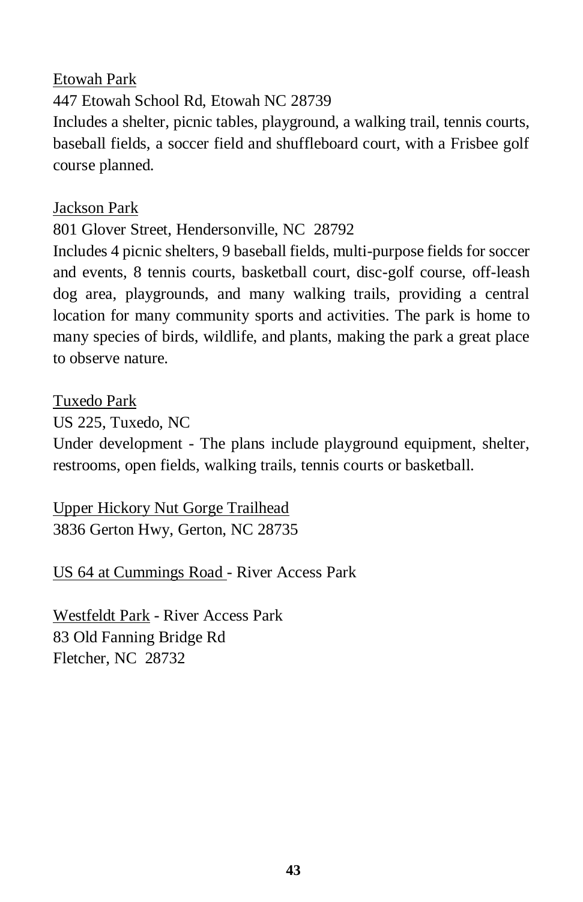Etowah Park

447 Etowah School Rd, Etowah NC 28739

Includes a shelter, picnic tables, playground, a walking trail, tennis courts, baseball fields, a soccer field and shuffleboard court, with a Frisbee golf course planned.

Jackson Park

801 Glover Street, Hendersonville, NC 28792

Includes 4 picnic shelters, 9 baseball fields, multi-purpose fields for soccer and events, 8 tennis courts, basketball court, disc-golf course, off-leash dog area, playgrounds, and many walking trails, providing a central location for many community sports and activities. The park is home to many species of birds, wildlife, and plants, making the park a great place to observe nature.

Tuxedo Park

US 225, Tuxedo, NC

Under development - The plans include playground equipment, shelter, restrooms, open fields, walking trails, tennis courts or basketball.

Upper Hickory Nut Gorge Trailhead

3836 Gerton Hwy, Gerton, NC 28735

US 64 at Cummings Road - River Access Park

Westfeldt Park - River Access Park

83 Old Fanning Bridge Rd

Fletcher, NC 28732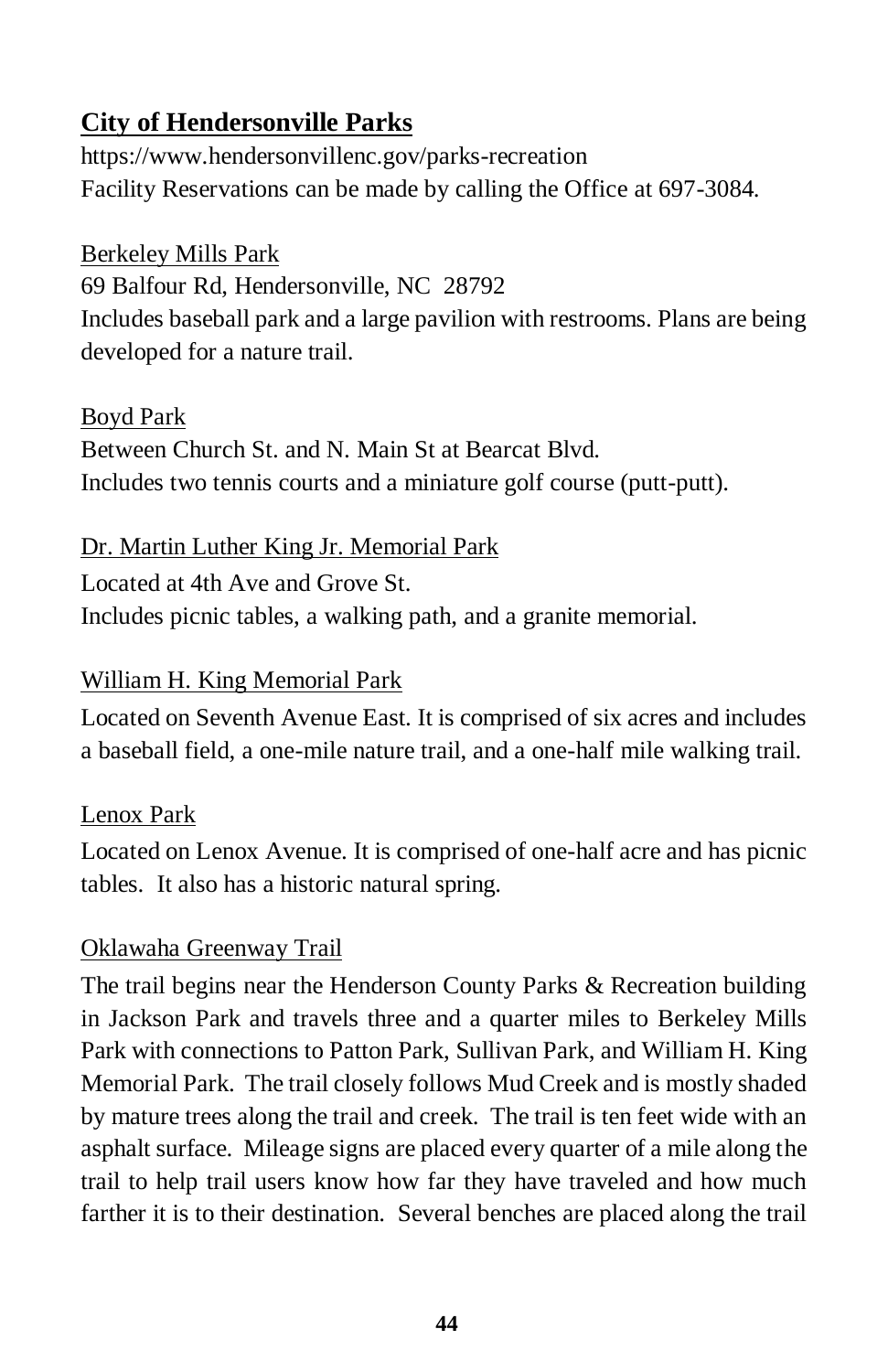## City of Hendersonville Parks

https://www.hendersonvillenc.gov/parks-recreation
Facility Reservations can be made by calling the Office at 697-3084.

Berkeley Mills Park
69 Balfour Rd, Hendersonville, NC 28792
Includes baseball park and a large pavilion with restrooms. Plans are being developed for a nature trail.

Boyd Park
Between Church St. and N. Main St at Bearcat Blvd.
Includes two tennis courts and a miniature golf course (putt-putt).

Dr. Martin Luther King Jr. Memorial Park
Located at 4th Ave and Grove St.
Includes picnic tables, a walking path, and a granite memorial.

William H. King Memorial Park
Located on Seventh Avenue East. It is comprised of six acres and includes a baseball field, a one-mile nature trail, and a one-half mile walking trail.

Lenox Park
Located on Lenox Avenue. It is comprised of one-half acre and has picnic tables. It also has a historic natural spring.

Oklawaha Greenway Trail
The trail begins near the Henderson County Parks & Recreation building in Jackson Park and travels three and a quarter miles to Berkeley Mills Park with connections to Patton Park, Sullivan Park, and William H. King Memorial Park. The trail closely follows Mud Creek and is mostly shaded by mature trees along the trail and creek. The trail is ten feet wide with an asphalt surface. Mileage signs are placed every quarter of a mile along the trail to help trail users know how far they have traveled and how much farther it is to their destination. Several benches are placed along the trail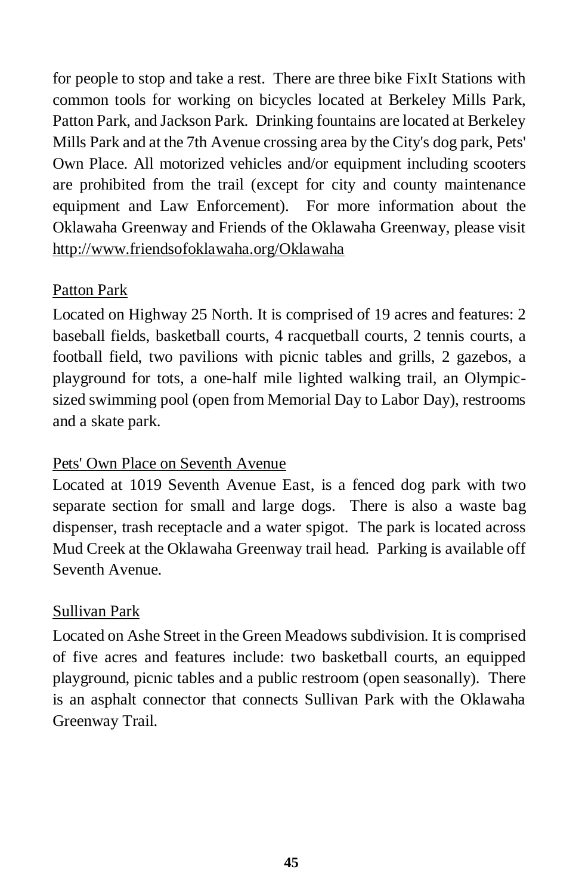for people to stop and take a rest. There are three bike FixIt Stations with common tools for working on bicycles located at Berkeley Mills Park, Patton Park, and Jackson Park. Drinking fountains are located at Berkeley Mills Park and at the 7th Avenue crossing area by the City's dog park, Pets' Own Place. All motorized vehicles and/or equipment including scooters are prohibited from the trail (except for city and county maintenance equipment and Law Enforcement). For more information about the Oklawaha Greenway and Friends of the Oklawaha Greenway, please visit http://www.friendsofoklawaha.org/Oklawaha

Patton Park

Located on Highway 25 North. It is comprised of 19 acres and features: 2 baseball fields, basketball courts, 4 racquetball courts, 2 tennis courts, a football field, two pavilions with picnic tables and grills, 2 gazebos, a playground for tots, a one-half mile lighted walking trail, an Olympic-sized swimming pool (open from Memorial Day to Labor Day), restrooms and a skate park.

Pets' Own Place on Seventh Avenue

Located at 1019 Seventh Avenue East, is a fenced dog park with two separate section for small and large dogs. There is also a waste bag dispenser, trash receptacle and a water spigot. The park is located across Mud Creek at the Oklawaha Greenway trail head. Parking is available off Seventh Avenue.

Sullivan Park

Located on Ashe Street in the Green Meadows subdivision. It is comprised of five acres and features include: two basketball courts, an equipped playground, picnic tables and a public restroom (open seasonally). There is an asphalt connector that connects Sullivan Park with the Oklawaha Greenway Trail.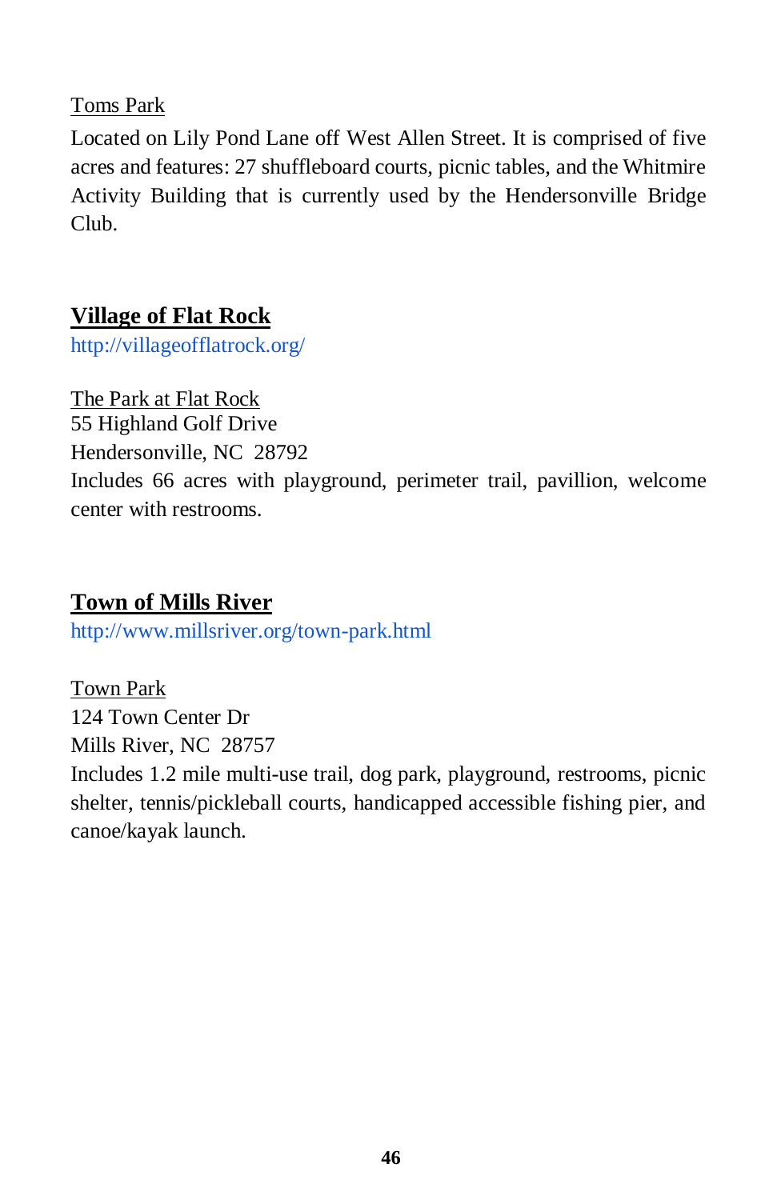Toms Park

Located on Lily Pond Lane off West Allen Street. It is comprised of five acres and features: 27 shuffleboard courts, picnic tables, and the Whitmire Activity Building that is currently used by the Hendersonville Bridge Club.

## Village of Flat Rock

http://villageofflatrock.org/

The Park at Flat Rock
55 Highland Golf Drive
Hendersonville, NC 28792
Includes 66 acres with playground, perimeter trail, pavillion, welcome center with restrooms.

## Town of Mills River

http://www.millsriver.org/town-park.html

Town Park
124 Town Center Dr
Mills River, NC 28757
Includes 1.2 mile multi-use trail, dog park, playground, restrooms, picnic shelter, tennis/pickleball courts, handicapped accessible fishing pier, and canoe/kayak launch.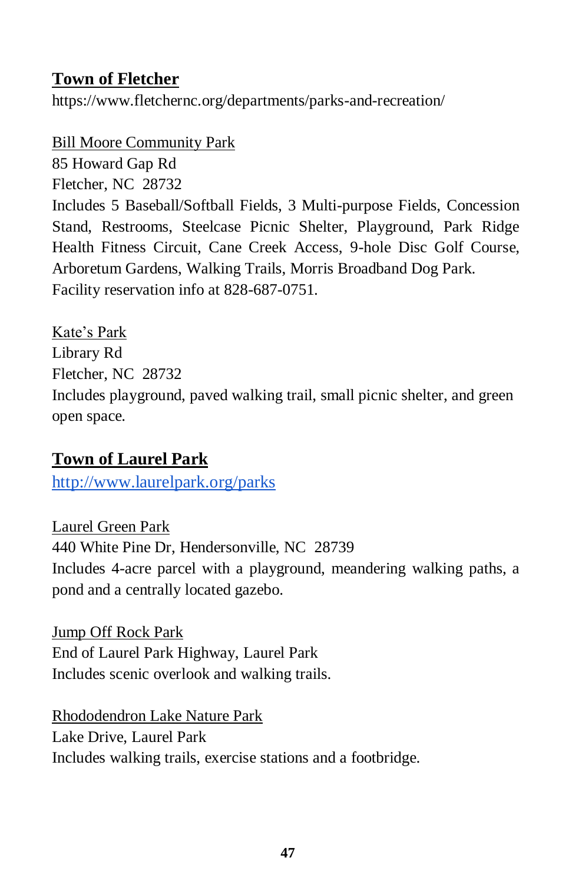## Town of Fletcher

https://www.fletchernc.org/departments/parks-and-recreation/

Bill Moore Community Park
85 Howard Gap Rd
Fletcher, NC 28732
Includes 5 Baseball/Softball Fields, 3 Multi-purpose Fields, Concession Stand, Restrooms, Steelcase Picnic Shelter, Playground, Park Ridge Health Fitness Circuit, Cane Creek Access, 9-hole Disc Golf Course, Arboretum Gardens, Walking Trails, Morris Broadband Dog Park.
Facility reservation info at 828-687-0751.

Kate's Park
Library Rd
Fletcher, NC 28732
Includes playground, paved walking trail, small picnic shelter, and green open space.

## Town of Laurel Park

http://www.laurelpark.org/parks

Laurel Green Park
440 White Pine Dr, Hendersonville, NC 28739
Includes 4-acre parcel with a playground, meandering walking paths, a pond and a centrally located gazebo.

Jump Off Rock Park
End of Laurel Park Highway, Laurel Park
Includes scenic overlook and walking trails.

Rhododendron Lake Nature Park
Lake Drive, Laurel Park
Includes walking trails, exercise stations and a footbridge.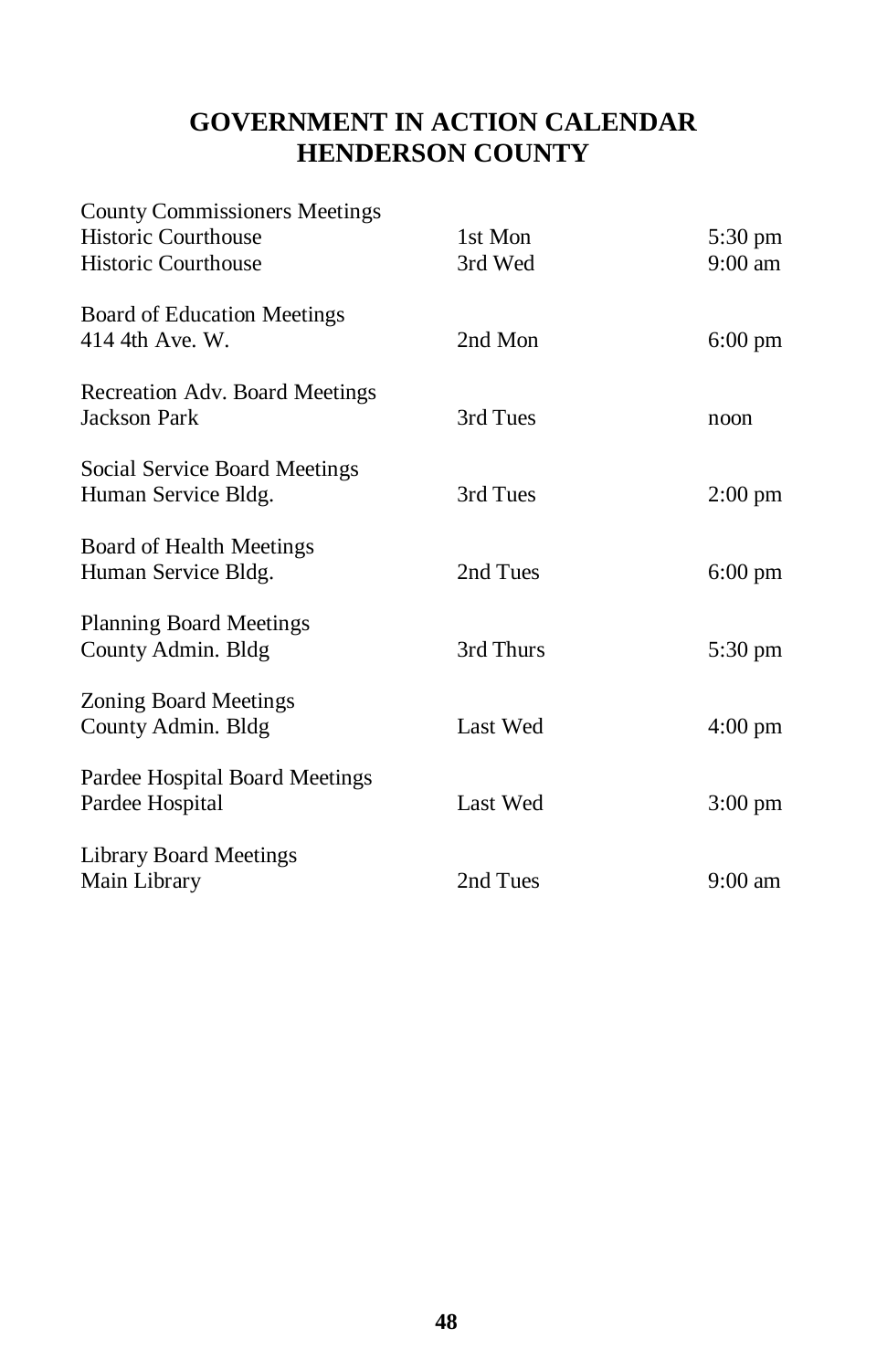# GOVERNMENT IN ACTION CALENDAR
# HENDERSON COUNTY

| | | |
|---|---|---|
| County Commissioners Meetings | | |
| Historic Courthouse | 1st Mon | 5:30 pm |
| Historic Courthouse | 3rd Wed | 9:00 am |
| Board of Education Meetings | | |
| 414 4th Ave. W. | 2nd Mon | 6:00 pm |
| Recreation Adv. Board Meetings | | |
| Jackson Park | 3rd Tues | noon |
| Social Service Board Meetings | | |
| Human Service Bldg. | 3rd Tues | 2:00 pm |
| Board of Health Meetings | | |
| Human Service Bldg. | 2nd Tues | 6:00 pm |
| Planning Board Meetings | | |
| County Admin. Bldg | 3rd Thurs | 5:30 pm |
| Zoning Board Meetings | | |
| County Admin. Bldg | Last Wed | 4:00 pm |
| Pardee Hospital Board Meetings | | |
| Pardee Hospital | Last Wed | 3:00 pm |
| Library Board Meetings | | |
| Main Library | 2nd Tues | 9:00 am |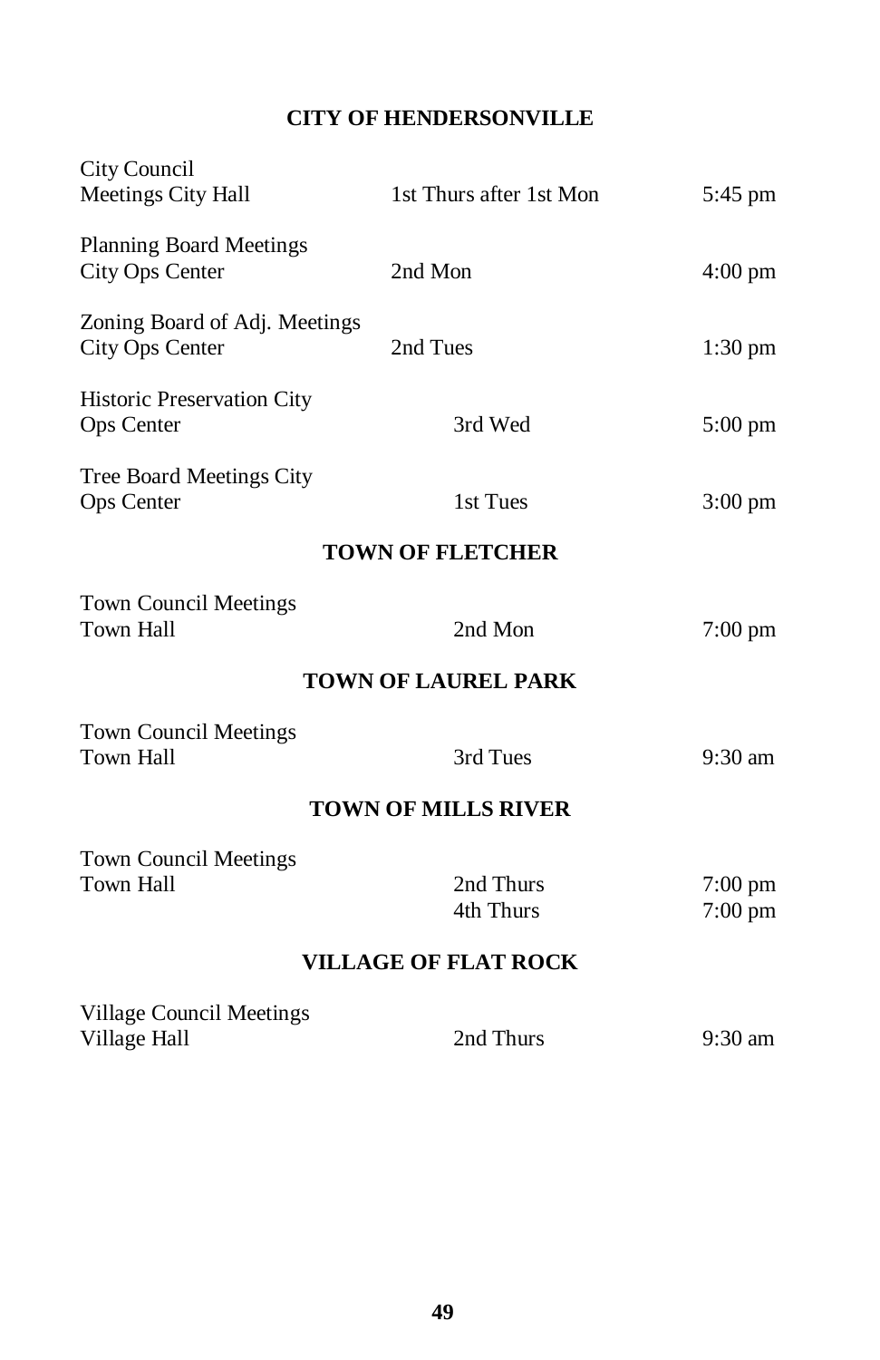## CITY OF HENDERSONVILLE

| | | |
|---|---|---|
| City Council Meetings City Hall | 1st Thurs after 1st Mon | 5:45 pm |
| Planning Board Meetings City Ops Center | 2nd Mon | 4:00 pm |
| Zoning Board of Adj. Meetings City Ops Center | 2nd Tues | 1:30 pm |
| Historic Preservation City Ops Center | 3rd Wed | 5:00 pm |
| Tree Board Meetings City Ops Center | 1st Tues | 3:00 pm |

## TOWN OF FLETCHER

| | | |
|---|---|---|
| Town Council Meetings Town Hall | 2nd Mon | 7:00 pm |

## TOWN OF LAUREL PARK

| | | |
|---|---|---|
| Town Council Meetings Town Hall | 3rd Tues | 9:30 am |

## TOWN OF MILLS RIVER

| | | |
|---|---|---|
| Town Council Meetings Town Hall | 2nd Thurs | 7:00 pm |
| | 4th Thurs | 7:00 pm |

## VILLAGE OF FLAT ROCK

| | | |
|---|---|---|
| Village Council Meetings Village Hall | 2nd Thurs | 9:30 am |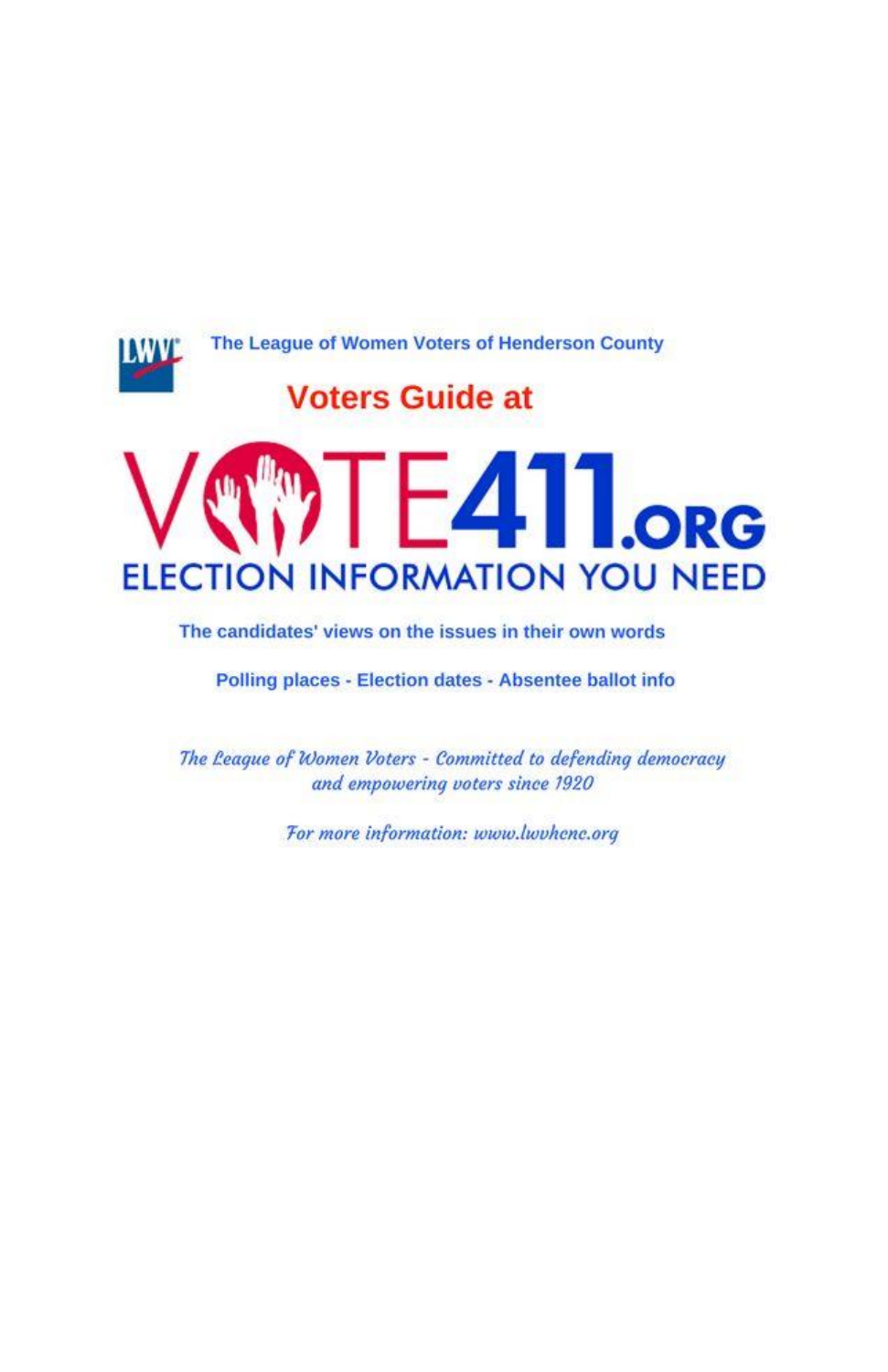LWV

The League of Women Voters of Henderson County

## Voters Guide at

# VOTE411.ORG

## ELECTION INFORMATION YOU NEED

**The candidates' views on the issues in their own words**

**Polling places - Election dates - Absentee ballot info**

*The League of Women Voters - Committed to defending democracy and empowering voters since 1920*

*For more information: www.lwvhcnc.org*